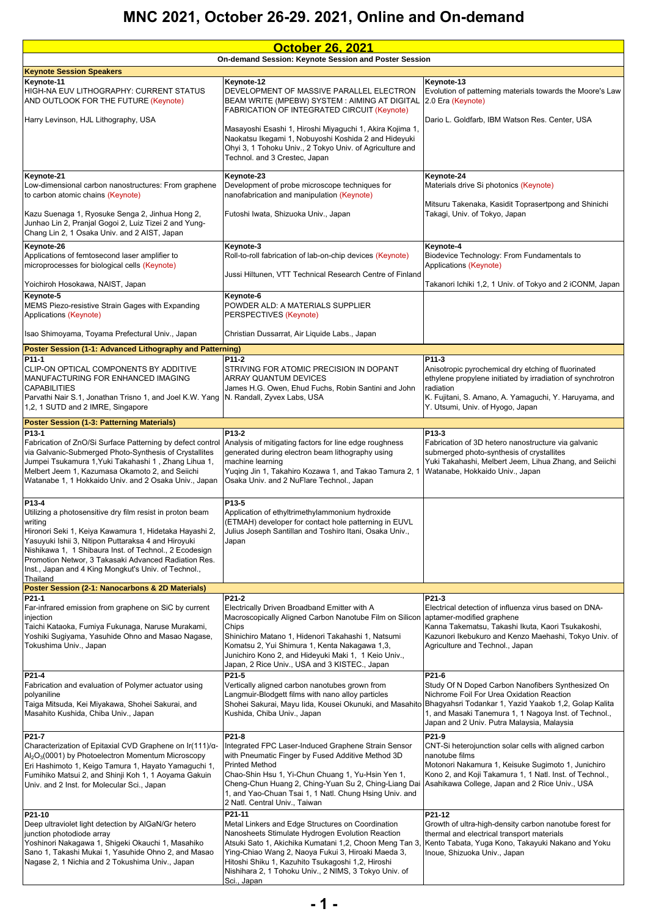# MNC 2021, October 26-29. 2021, Online and On-demand

## October 26, 2021

### On-demand Session: Keynote Session and Poster Session

#### Keynote Session Speakers

| | | |
|---|---|---|
| **Keynote-11**<br>HIGH-NA EUV LITHOGRAPHY: CURRENT STATUS AND OUTLOOK FOR THE FUTURE (Keynote)<br><br>Harry Levinson, HJL Lithography, USA | **Keynote-12**<br>DEVELOPMENT OF MASSIVE PARALLEL ELECTRON BEAM WRITE (MPEBW) SYSTEM : AIMING AT DIGITAL FABRICATION OF INTEGRATED CIRCUIT (Keynote)<br><br>Masayoshi Esashi 1, Hiroshi Miyaguchi 1, Akira Kojima 1, Naokatsu Ikegami 1, Nobuyoshi Koshida 2 and Hideyuki Ohyi 3, 1 Tohoku Univ., 2 Tokyo Univ. of Agriculture and Technol. and 3 Crestec, Japan | **Keynote-13**<br>Evolution of patterning materials towards the Moore's Law 2.0 Era (Keynote)<br><br>Dario L. Goldfarb, IBM Watson Res. Center, USA |
| **Keynote-21**<br>Low-dimensional carbon nanostructures: From graphene to carbon atomic chains (Keynote)<br><br>Kazu Suenaga 1, Ryosuke Senga 2, Jinhua Hong 2, Junhao Lin 2, Pranjal Gogoi 2, Luiz Tizei 2 and Yung-Chang Lin 2, 1 Osaka Univ. and 2 AIST, Japan | **Keynote-23**<br>Development of probe microscope techniques for nanofabrication and manipulation (Keynote)<br><br>Futoshi Iwata, Shizuoka Univ., Japan | **Keynote-24**<br>Materials drive Si photonics (Keynote)<br><br>Mitsuru Takenaka, Kasidit Toprasertpong and Shinichi Takagi, Univ. of Tokyo, Japan |
| **Keynote-26**<br>Applications of femtosecond laser amplifier to microprocesses for biological cells (Keynote)<br><br>Yoichiroh Hosokawa, NAIST, Japan | **Keynote-3**<br>Roll-to-roll fabrication of lab-on-chip devices (Keynote)<br><br>Jussi Hiltunen, VTT Technical Research Centre of Finland | **Keynote-4**<br>Biodevice Technology: From Fundamentals to Applications (Keynote)<br><br>Takanori Ichiki 1,2, 1 Univ. of Tokyo and 2 iCONM, Japan |
| **Keynote-5**<br>MEMS Piezo-resistive Strain Gages with Expanding Applications (Keynote)<br><br>Isao Shimoyama, Toyama Prefectural Univ., Japan | **Keynote-6**<br>POWDER ALD: A MATERIALS SUPPLIER PERSPECTIVES (Keynote)<br><br>Christian Dussarrat, Air Liquide Labs., Japan | |

#### Poster Session (1-1: Advanced Lithography and Patterning)

| | | |
|---|---|---|
| **P11-1**<br>CLIP-ON OPTICAL COMPONENTS BY ADDITIVE MANUFACTURING FOR ENHANCED IMAGING CAPABILITIES<br>Parvathi Nair S.1, Jonathan Trisno 1, and Joel K.W. Yang 1,2, 1 SUTD and 2 IMRE, Singapore | **P11-2**<br>STRIVING FOR ATOMIC PRECISION IN DOPANT ARRAY QUANTUM DEVICES<br>James H.G. Owen, Ehud Fuchs, Robin Santini and John N. Randall, Zyvex Labs, USA | **P11-3**<br>Anisotropic pyrochemical dry etching of fluorinated ethylene propylene initiated by irradiation of synchrotron radiation<br>K. Fujitani, S. Amano, A. Yamaguchi, Y. Haruyama, and Y. Utsumi, Univ. of Hyogo, Japan |

#### Poster Session (1-3: Patterning Materials)

| | | |
|---|---|---|
| **P13-1**<br>Fabrication of ZnO/Si Surface Patterning by defect control via Galvanic-Submerged Photo-Synthesis of Crystallites<br>Jumpei Tsukamura 1,Yuki Takahashi 1 , Zhang Lihua 1, Melbert Jeem 1, Kazumasa Okamoto 2, and Seiichi Watanabe 1, 1 Hokkaido Univ. and 2 Osaka Univ., Japan | **P13-2**<br>Analysis of mitigating factors for line edge roughness generated during electron beam lithography using machine learning<br>Yuqing Jin 1, Takahiro Kozawa 1, and Takao Tamura 2, 1 Osaka Univ. and 2 NuFlare Technol., Japan | **P13-3**<br>Fabrication of 3D hetero nanostructure via galvanic submerged photo-synthesis of crystallites<br>Yuki Takahashi, Melbert Jeem, Lihua Zhang, and Seiichi Watanabe, Hokkaido Univ., Japan |
| **P13-4**<br>Utilizing a photosensitive dry film resist in proton beam writing<br>Hironori Seki 1, Keiya Kawamura 1, Hidetaka Hayashi 2, Yasuyuki Ishii 3, Nitipon Puttaraksa 4 and Hiroyuki Nishikawa 1, 1 Shibaura Inst. of Technol., 2 Ecodesign Promotion Networ, 3 Takasaki Advanced Radiation Res. Inst., Japan and 4 King Mongkut's Univ. of Technol., Thailand | **P13-5**<br>Application of ethyltrimethylammonium hydroxide (ETMAH) developer for contact hole patterning in EUVL<br>Julius Joseph Santillan and Toshiro Itani, Osaka Univ., Japan | |

#### Poster Session (2-1: Nanocarbons & 2D Materials)

| | | |
|---|---|---|
| **P21-1**<br>Far-infrared emission from graphene on SiC by current injection<br>Taichi Kataoka, Fumiya Fukunaga, Naruse Murakami, Yoshiki Sugiyama, Yasuhide Ohno and Masao Nagase, Tokushima Univ., Japan | **P21-2**<br>Electrically Driven Broadband Emitter with A Macroscopically Aligned Carbon Nanotube Film on Silicon Chips<br>Shinichiro Matano 1, Hidenori Takahashi 1, Natsumi Komatsu 2, Yui Shimura 1, Kenta Nakagawa 1,3, Junichiro Kono 2, and Hideyuki Maki 1, 1 Keio Univ., Japan, 2 Rice Univ., USA and 3 KISTEC., Japan | **P21-3**<br>Electrical detection of influenza virus based on DNA-aptamer-modified graphene<br>Kanna Takematsu, Takashi Ikuta, Kaori Tsukakoshi, Kazunori Ikebukuro and Kenzo Maehashi, Tokyo Univ. of Agriculture and Technol., Japan |
| **P21-4**<br>Fabrication and evaluation of Polymer actuator using polyaniline<br>Taiga Mitsuda, Kei Miyakawa, Shohei Sakurai, and Masahito Kushida, Chiba Univ., Japan | **P21-5**<br>Vertically aligned carbon nanotubes grown from Langmuir-Blodgett films with nano alloy particles<br>Shohei Sakurai, Mayu Iida, Kousei Okunuki, and Masahito Kushida, Chiba Univ., Japan | **P21-6**<br>Study Of N Doped Carbon Nanofibers Synthesized On Nichrome Foil For Urea Oxidation Reaction<br>Bhagyahsri Todankar 1, Yazid Yaakob 1,2, Golap Kalita 1, and Masaki Tanemura 1, 1 Nagoya Inst. of Technol., Japan and 2 Univ. Putra Malaysia, Malaysia |
| **P21-7**<br>Characterization of Epitaxial CVD Graphene on Ir(111)/α-$Al_2O_3$(0001) by Photoelectron Momentum Microscopy<br>Eri Hashimoto 1, Keigo Tamura 1, Hayato Yamaguchi 1, Fumihiko Matsui 2, and Shinji Koh 1, 1 Aoyama Gakuin Univ. and 2 Inst. for Molecular Sci., Japan | **P21-8**<br>Integrated FPC Laser-Induced Graphene Strain Sensor with Pneumatic Finger by Fused Additive Method 3D Printed Method<br>Chao-Shin Hsu 1, Yi-Chun Chuang 1, Yu-Hsin Yen 1, Cheng-Chun Huang 2, Ching-Yuan Su 2, Ching-Liang Dai 1, and Yao-Chuan Tsai 1, 1 Natl. Chung Hsing Univ. and 2 Natl. Central Univ., Taiwan | **P21-9**<br>CNT-Si heterojunction solar cells with aligned carbon nanotube films<br>Motonori Nakamura 1, Keisuke Sugimoto 1, Junichiro Kono 2, and Koji Takamura 1, 1 Natl. Inst. of Technol., Asahikawa College, Japan and 2 Rice Univ., USA |
| **P21-10**<br>Deep ultraviolet light detection by AlGaN/Gr hetero junction photodiode array<br>Yoshinori Nakagawa 1, Shigeki Okauchi 1, Masahiko Sano 1, Takashi Mukai 1, Yasuhide Ohno 2, and Masao Nagase 2, 1 Nichia and 2 Tokushima Univ., Japan | **P21-11**<br>Metal Linkers and Edge Structures on Coordination Nanosheets Stimulate Hydrogen Evolution Reaction<br>Atsuki Sato 1, Akichika Kumatani 1,2, Choon Meng Tan 3, Ying-Chiao Wang 2, Naoya Fukui 3, Hiroaki Maeda 3, Hitoshi Shiku 1, Kazuhito Tsukagoshi 1,2, Hiroshi Nishihara 2, 1 Tohoku Univ., 2 NIMS, 3 Tokyo Univ. of Sci., Japan | **P21-12**<br>Growth of ultra-high-density carbon nanotube forest for thermal and electrical transport materials<br>Kento Tabata, Yuga Kono, Takayuki Nakano and Yoku Inoue, Shizuoka Univ., Japan |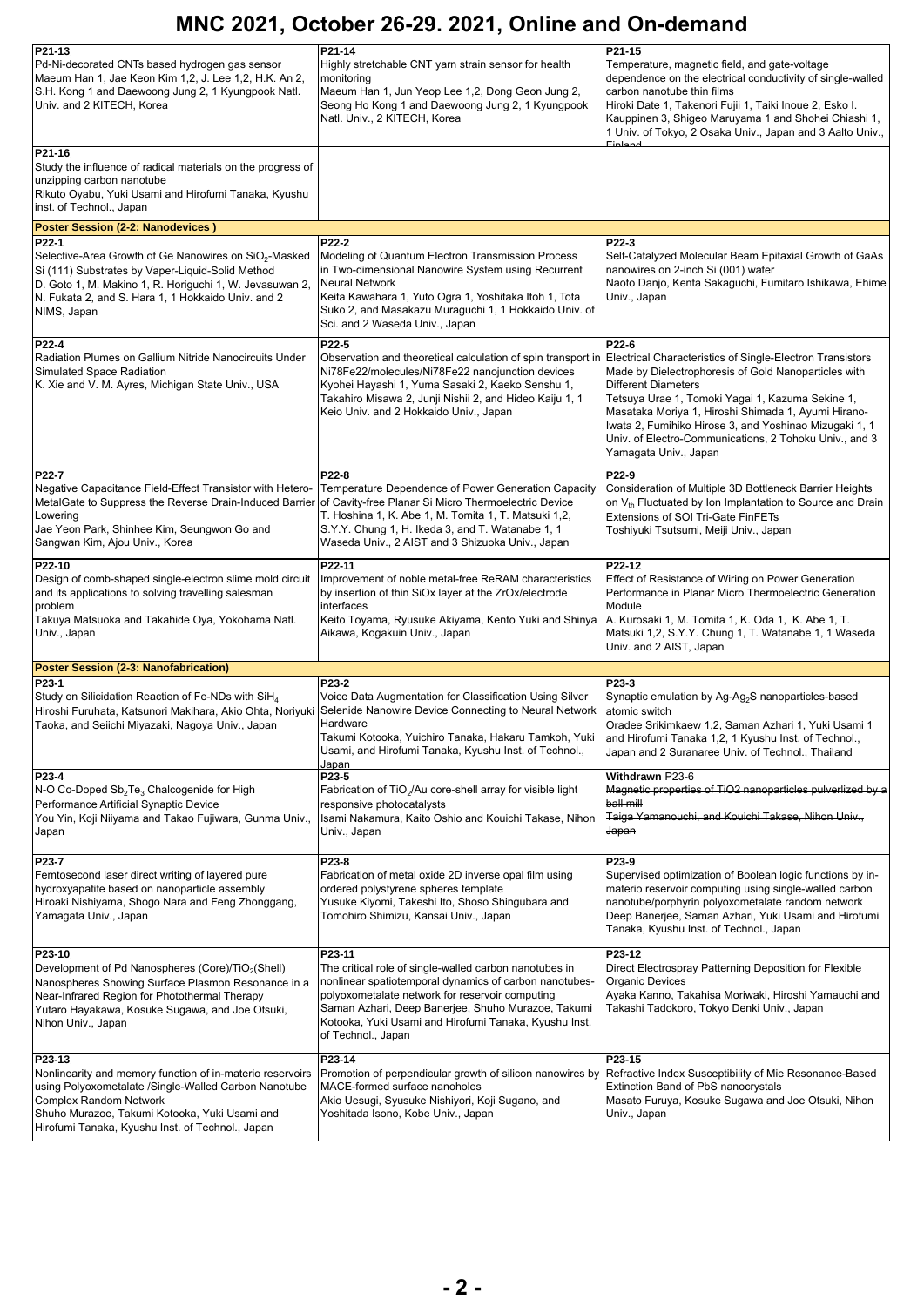# MNC 2021, October 26-29. 2021, Online and On-demand

**P21-13**
Pd-Ni-decorated CNTs based hydrogen gas sensor
Maeum Han 1, Jae Keon Kim 1,2, J. Lee 1,2, H.K. An 2, S.H. Kong 1 and Daewoong Jung 2, 1 Kyungpook Natl. Univ. and 2 KITECH, Korea

**P21-14**
Highly stretchable CNT yarn strain sensor for health monitoring
Maeum Han 1, Jun Yeop Lee 1,2, Dong Geon Jung 2, Seong Ho Kong 1 and Daewoong Jung 2, 1 Kyungpook Natl. Univ., 2 KITECH, Korea

**P21-15**
Temperature, magnetic field, and gate-voltage dependence on the electrical conductivity of single-walled carbon nanotube thin films
Hiroki Date 1, Takenori Fujii 1, Taiki Inoue 2, Esko I. Kauppinen 3, Shigeo Maruyama 1 and Shohei Chiashi 1, 1 Univ. of Tokyo, 2 Osaka Univ., Japan and 3 Aalto Univ., Finland

**P21-16**
Study the influence of radical materials on the progress of unzipping carbon nanotube
Rikuto Oyabu, Yuki Usami and Hirofumi Tanaka, Kyushu inst. of Technol., Japan

## Poster Session (2-2: Nanodevices )

**P22-1**
Selective-Area Growth of Ge Nanowires on $SiO_2$-Masked Si (111) Substrates by Vaper-Liquid-Solid Method
D. Goto 1, M. Makino 1, R. Horiguchi 1, W. Jevasuwan 2, N. Fukata 2, and S. Hara 1, 1 Hokkaido Univ. and 2 NIMS, Japan

**P22-2**
Modeling of Quantum Electron Transmission Process in Two-dimensional Nanowire System using Recurrent Neural Network
Keita Kawahara 1, Yuto Ogra 1, Yoshitaka Itoh 1, Tota Suko 2, and Masakazu Muraguchi 1, 1 Hokkaido Univ. of Sci. and 2 Waseda Univ., Japan

**P22-3**
Self-Catalyzed Molecular Beam Epitaxial Growth of GaAs nanowires on 2-inch Si (001) wafer
Naoto Danjo, Kenta Sakaguchi, Fumitaro Ishikawa, Ehime Univ., Japan

**P22-4**
Radiation Plumes on Gallium Nitride Nanocircuits Under Simulated Space Radiation
K. Xie and V. M. Ayres, Michigan State Univ., USA

**P22-5**
Observation and theoretical calculation of spin transport in Ni78Fe22/molecules/Ni78Fe22 nanojunction devices
Kyohei Hayashi 1, Yuma Sasaki 2, Kaeko Senshu 1, Takahiro Misawa 2, Junji Nishii 2, and Hideo Kaiju 1, 1 Keio Univ. and 2 Hokkaido Univ., Japan

**P22-6**
Electrical Characteristics of Single-Electron Transistors Made by Dielectrophoresis of Gold Nanoparticles with Different Diameters
Tetsuya Urae 1, Tomoki Yagai 1, Kazuma Sekine 1, Masataka Moriya 1, Hiroshi Shimada 1, Ayumi Hirano-Iwata 2, Fumihiko Hirose 3, and Yoshinao Mizugaki 1, 1 Univ. of Electro-Communications, 2 Tohoku Univ., and 3 Yamagata Univ., Japan

**P22-7**
Negative Capacitance Field-Effect Transistor with Hetero-MetalGate to Suppress the Reverse Drain-Induced Barrier Lowering
Jae Yeon Park, Shinhee Kim, Seungwon Go and Sangwan Kim, Ajou Univ., Korea

**P22-8**
Temperature Dependence of Power Generation Capacity of Cavity-free Planar Si Micro Thermoelectric Device
T. Hoshina 1, K. Abe 1, M. Tomita 1, T. Matsuki 1,2, S.Y.Y. Chung 1, H. Ikeda 3, and T. Watanabe 1, 1 Waseda Univ., 2 AIST and 3 Shizuoka Univ., Japan

**P22-9**
Consideration of Multiple 3D Bottleneck Barrier Heights on $V_{th}$ Fluctuated by Ion Implantation to Source and Drain Extensions of SOI Tri-Gate FinFETs
Toshiyuki Tsutsumi, Meiji Univ., Japan

**P22-10**
Design of comb-shaped single-electron slime mold circuit and its applications to solving travelling salesman problem
Takuya Matsuoka and Takahide Oya, Yokohama Natl. Univ., Japan

**P22-11**
Improvement of noble metal-free ReRAM characteristics by insertion of thin SiOx layer at the ZrOx/electrode interfaces
Keito Toyama, Ryusuke Akiyama, Kento Yuki and Shinya Aikawa, Kogakuin Univ., Japan

**P22-12**
Effect of Resistance of Wiring on Power Generation Performance in Planar Micro Thermoelectric Generation Module
A. Kurosaki 1, M. Tomita 1, K. Oda 1, K. Abe 1, T. Matsuki 1,2, S.Y.Y. Chung 1, T. Watanabe 1, 1 Waseda Univ. and 2 AIST, Japan

## Poster Session (2-3: Nanofabrication)

**P23-1**
Study on Silicidation Reaction of Fe-NDs with $SiH_4$
Hiroshi Furuhata, Katsunori Makihara, Akio Ohta, Noriyuki Taoka, and Seiichi Miyazaki, Nagoya Univ., Japan

**P23-2**
Voice Data Augmentation for Classification Using Silver Selenide Nanowire Device Connecting to Neural Network Hardware
Takumi Kotooka, Yuichiro Tanaka, Hakaru Tamkoh, Yuki Usami, and Hirofumi Tanaka, Kyushu Inst. of Technol., Japan

**P23-3**
Synaptic emulation by Ag-$Ag_2S$ nanoparticles-based atomic switch
Oradee Srikimkaew 1,2, Saman Azhari 1, Yuki Usami 1 and Hirofumi Tanaka 1, 1 Kyushu Inst. of Technol., Japan and 2 Suranaree Univ. of Technol., Thailand

**P23-4**
N-O Co-Doped $Sb_2Te_3$ Chalcogenide for High Performance Artificial Synaptic Device
You Yin, Koji Niiyama and Takao Fujiwara, Gunma Univ., Japan

**P23-5**
Fabrication of $TiO_2$/Au core-shell array for visible light responsive photocatalysts
Isami Nakamura, Kaito Oshio and Kouichi Takase, Nihon Univ., Japan

**Withdrawn** ~~P23-6~~
~~Magnetic properties of TiO2 nanoparticles pulverlized by a ball mill~~
~~Taiga Yamanouchi, and Kouichi Takase, Nihon Univ., Japan~~

**P23-7**
Femtosecond laser direct writing of layered pure hydroxyapatite based on nanoparticle assembly
Hiroaki Nishiyama, Shogo Nara and Feng Zhonggang, Yamagata Univ., Japan

**P23-8**
Fabrication of metal oxide 2D inverse opal film using ordered polystyrene spheres template
Yusuke Kiyomi, Takeshi Ito, Shoso Shingubara and Tomohiro Shimizu, Kansai Univ., Japan

**P23-9**
Supervised optimization of Boolean logic functions by in-materio reservoir computing using single-walled carbon nanotube/porphyrin polyoxometalate random network
Deep Banerjee, Saman Azhari, Yuki Usami and Hirofumi Tanaka, Kyushu Inst. of Technol., Japan

**P23-10**
Development of Pd Nanospheres (Core)/$TiO_2$(Shell) Nanospheres Showing Surface Plasmon Resonance in a Near-Infrared Region for Photothermal Therapy
Yutaro Hayakawa, Kosuke Sugawa, and Joe Otsuki, Nihon Univ., Japan

**P23-11**
The critical role of single-walled carbon nanotubes in nonlinear spatiotemporal dynamics of carbon nanotubes-polyoxometalate network for reservoir computing
Saman Azhari, Deep Banerjee, Shuho Murazoe, Takumi Kotooka, Yuki Usami and Hirofumi Tanaka, Kyushu Inst. of Technol., Japan

**P23-12**
Direct Electrospray Patterning Deposition for Flexible Organic Devices
Ayaka Kanno, Takahisa Moriwaki, Hiroshi Yamauchi and Takashi Tadokoro, Tokyo Denki Univ., Japan

**P23-13**
Nonlinearity and memory function of in-materio reservoirs using Polyoxometalate /Single-Walled Carbon Nanotube Complex Random Network
Shuho Murazoe, Takumi Kotooka, Yuki Usami and Hirofumi Tanaka, Kyushu Inst. of Technol., Japan

**P23-14**
Promotion of perpendicular growth of silicon nanowires by MACE-formed surface nanoholes
Akio Uesugi, Syusuke Nishiyori, Koji Sugano, and Yoshitada Isono, Kobe Univ., Japan

**P23-15**
Refractive Index Susceptibility of Mie Resonance-Based Extinction Band of PbS nanocrystals
Masato Furuya, Kosuke Sugawa and Joe Otsuki, Nihon Univ., Japan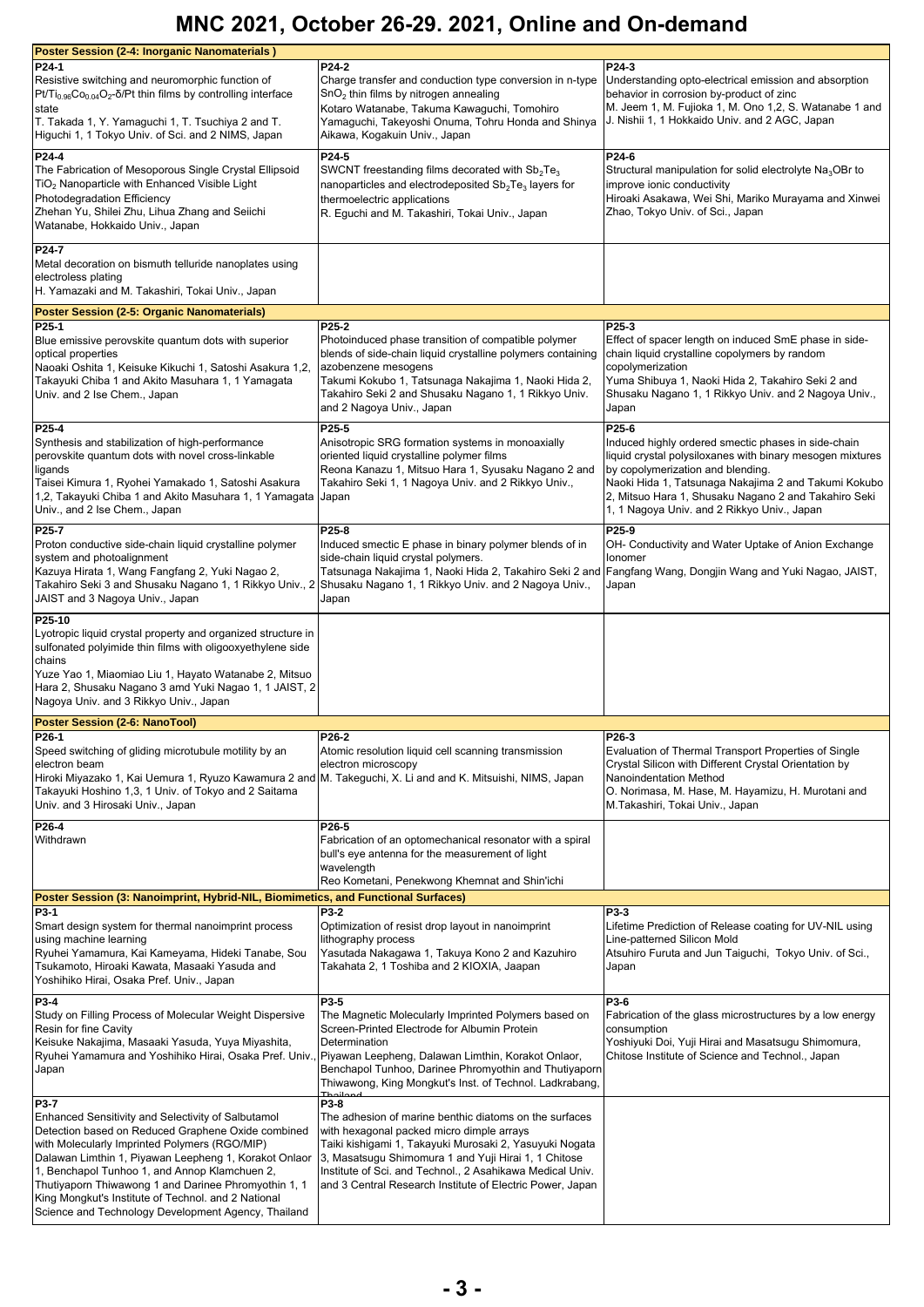# MNC 2021, October 26-29. 2021, Online and On-demand

## Poster Session (2-4: Inorganic Nanomaterials )

| | | |
|---|---|---|
| **P24-1**<br>Resistive switching and neuromorphic function of $Pt/Ti_{0.96}Co_{0.04}O_{2}$-δ/Pt thin films by controlling interface state<br>T. Takada 1, Y. Yamaguchi 1, T. Tsuchiya 2 and T. Higuchi 1, 1 Tokyo Univ. of Sci. and 2 NIMS, Japan | **P24-2**<br>Charge transfer and conduction type conversion in n-type $SnO_2$ thin films by nitrogen annealing<br>Kotaro Watanabe, Takuma Kawaguchi, Tomohiro Yamaguchi, Takeyoshi Onuma, Tohru Honda and Shinya Aikawa, Kogakuin Univ., Japan | **P24-3**<br>Understanding opto-electrical emission and absorption behavior in corrosion by-product of zinc<br>M. Jeem 1, M. Fujioka 1, M. Ono 1,2, S. Watanabe 1 and J. Nishii 1, 1 Hokkaido Univ. and 2 AGC, Japan |
| **P24-4**<br>The Fabrication of Mesoporous Single Crystal Ellipsoid $TiO_2$ Nanoparticle with Enhanced Visible Light Photodegradation Efficiency<br>Zhehan Yu, Shilei Zhu, Lihua Zhang and Seiichi Watanabe, Hokkaido Univ., Japan | **P24-5**<br>SWCNT freestanding films decorated with $Sb_2Te_3$ nanoparticles and electrodeposited $Sb_2Te_3$ layers for thermoelectric applications<br>R. Eguchi and M. Takashiri, Tokai Univ., Japan | **P24-6**<br>Structural manipulation for solid electrolyte $Na_3OBr$ to improve ionic conductivity<br>Hiroaki Asakawa, Wei Shi, Mariko Murayama and Xinwei Zhao, Tokyo Univ. of Sci., Japan |
| **P24-7**<br>Metal decoration on bismuth telluride nanoplates using electroless plating<br>H. Yamazaki and M. Takashiri, Tokai Univ., Japan | | |

## Poster Session (2-5: Organic Nanomaterials)

| | | |
|---|---|---|
| **P25-1**<br>Blue emissive perovskite quantum dots with superior optical properties<br>Naoaki Oshita 1, Keisuke Kikuchi 1, Satoshi Asakura 1,2, Takayuki Chiba 1 and Akito Masuhara 1, 1 Yamagata Univ. and 2 Ise Chem., Japan | **P25-2**<br>Photoinduced phase transition of compatible polymer blends of side-chain liquid crystalline polymers containing azobenzene mesogens<br>Takumi Kokubo 1, Tatsunaga Nakajima 1, Naoki Hida 2, Takahiro Seki 2 and Shusaku Nagano 1, 1 Rikkyo Univ. and 2 Nagoya Univ., Japan | **P25-3**<br>Effect of spacer length on induced SmE phase in side-chain liquid crystalline copolymers by random copolymerization<br>Yuma Shibuya 1, Naoki Hida 2, Takahiro Seki 2 and Shusaku Nagano 1, 1 Rikkyo Univ. and 2 Nagoya Univ., Japan |
| **P25-4**<br>Synthesis and stabilization of high-performance perovskite quantum dots with novel cross-linkable ligands<br>Taisei Kimura 1, Ryohei Yamakado 1, Satoshi Asakura 1,2, Takayuki Chiba 1 and Akito Masuhara 1, 1 Yamagata Univ., and 2 Ise Chem., Japan | **P25-5**<br>Anisotropic SRG formation systems in monoaxially oriented liquid crystalline polymer films<br>Reona Kanazu 1, Mitsuo Hara 1, Syusaku Nagano 2 and Takahiro Seki 1, 1 Nagoya Univ. and 2 Rikkyo Univ., Japan | **P25-6**<br>Induced highly ordered smectic phases in side-chain liquid crystal polysiloxanes with binary mesogen mixtures by copolymerization and blending.<br>Naoki Hida 1, Tatsunaga Nakajima 2 and Takumi Kokubo 2, Mitsuo Hara 1, Shusaku Nagano 2 and Takahiro Seki 1, 1 Nagoya Univ. and 2 Rikkyo Univ., Japan |
| **P25-7**<br>Proton conductive side-chain liquid crystalline polymer system and photoalignment<br>Kazuya Hirata 1, Wang Fangfang 2, Yuki Nagao 2, Takahiro Seki 3 and Shusaku Nagano 1, 1 Rikkyo Univ., 2 JAIST and 3 Nagoya Univ., Japan | **P25-8**<br>Induced smectic E phase in binary polymer blends of in side-chain liquid crystal polymers.<br>Tatsunaga Nakajima 1, Naoki Hida 2, Takahiro Seki 2 and Shusaku Nagano 1, 1 Rikkyo Univ. and 2 Nagoya Univ., Japan | **P25-9**<br>OH- Conductivity and Water Uptake of Anion Exchange Ionomer<br>Fangfang Wang, Dongjin Wang and Yuki Nagao, JAIST, Japan |
| **P25-10**<br>Lyotropic liquid crystal property and organized structure in sulfonated polyimide thin films with oligooxyethylene side chains<br>Yuze Yao 1, Miaomiao Liu 1, Hayato Watanabe 2, Mitsuo Hara 2, Shusaku Nagano 3 amd Yuki Nagao 1, 1 JAIST, 2 Nagoya Univ. and 3 Rikkyo Univ., Japan | | |

## Poster Session (2-6: NanoTool)

| | | |
|---|---|---|
| **P26-1**<br>Speed switching of gliding microtubule motility by an electron beam<br>Hiroki Miyazako 1, Kai Uemura 1, Ryuzo Kawamura 2 and Takayuki Hoshino 1,3, 1 Univ. of Tokyo and 2 Saitama Univ. and 3 Hirosaki Univ., Japan | **P26-2**<br>Atomic resolution liquid cell scanning transmission electron microscopy<br>M. Takeguchi, X. Li and and K. Mitsuishi, NIMS, Japan | **P26-3**<br>Evaluation of Thermal Transport Properties of Single Crystal Silicon with Different Crystal Orientation by Nanoindentation Method<br>O. Norimasa, M. Hase, M. Hayamizu, H. Murotani and M.Takashiri, Tokai Univ., Japan |
| **P26-4**<br>Withdrawn | **P26-5**<br>Fabrication of an optomechanical resonator with a spiral bull's eye antenna for the measurement of light wavelength<br>Reo Kometani, Penekwong Khemnat and Shin'ichi | |

## Poster Session (3: Nanoimprint, Hybrid-NIL, Biomimetics, and Functional Surfaces)

| | | |
|---|---|---|
| **P3-1**<br>Smart design system for thermal nanoimprint process using machine learning<br>Ryuhei Yamamura, Kai Kameyama, Hideki Tanabe, Sou Tsukamoto, Hiroaki Kawata, Masaaki Yasuda and Yoshihiko Hirai, Osaka Pref. Univ., Japan | **P3-2**<br>Optimization of resist drop layout in nanoimprint lithography process<br>Yasutada Nakagawa 1, Takuya Kono 2 and Kazuhiro Takahata 2, 1 Toshiba and 2 KIOXIA, Jaapan | **P3-3**<br>Lifetime Prediction of Release coating for UV-NIL using Line-patterned Silicon Mold<br>Atsuhiro Furuta and Jun Taiguchi, Tokyo Univ. of Sci., Japan |
| **P3-4**<br>Study on Filling Process of Molecular Weight Dispersive Resin for fine Cavity<br>Keisuke Nakajima, Masaaki Yasuda, Yuya Miyashita, Ryuhei Yamamura and Yoshihiko Hirai, Osaka Pref. Univ., Japan | **P3-5**<br>The Magnetic Molecularly Imprinted Polymers based on Screen-Printed Electrode for Albumin Protein Determination<br>Piyawan Leepheng, Dalawan Limthin, Korakot Onlaor, Benchapol Tunhoo, Darinee Phromyothin and Thutiyaporn Thiwawong, King Mongkut's Inst. of Technol. Ladkrabang, Thailand | **P3-6**<br>Fabrication of the glass microstructures by a low energy consumption<br>Yoshiyuki Doi, Yuji Hirai and Masatsugu Shimomura, Chitose Institute of Science and Technol., Japan |
| **P3-7**<br>Enhanced Sensitivity and Selectivity of Salbutamol Detection based on Reduced Graphene Oxide combined with Molecularly Imprinted Polymers (RGO/MIP)<br>Dalawan Limthin 1, Piyawan Leepheng 1, Korakot Onlaor 1, Benchapol Tunhoo 1, and Annop Klamchuen 2, Thutiyaporn Thiwawong 1 and Darinee Phromyothin 1, 1 King Mongkut's Institute of Technol. and 2 National Science and Technology Development Agency, Thailand | **P3-8**<br>The adhesion of marine benthic diatoms on the surfaces with hexagonal packed micro dimple arrays<br>Taiki kishigami 1, Takayuki Murosaki 2, Yasuyuki Nogata 3, Masatsugu Shimomura 1 and Yuji Hirai 1, 1 Chitose Institute of Sci. and Technol., 2 Asahikawa Medical Univ. and 3 Central Research Institute of Electric Power, Japan | |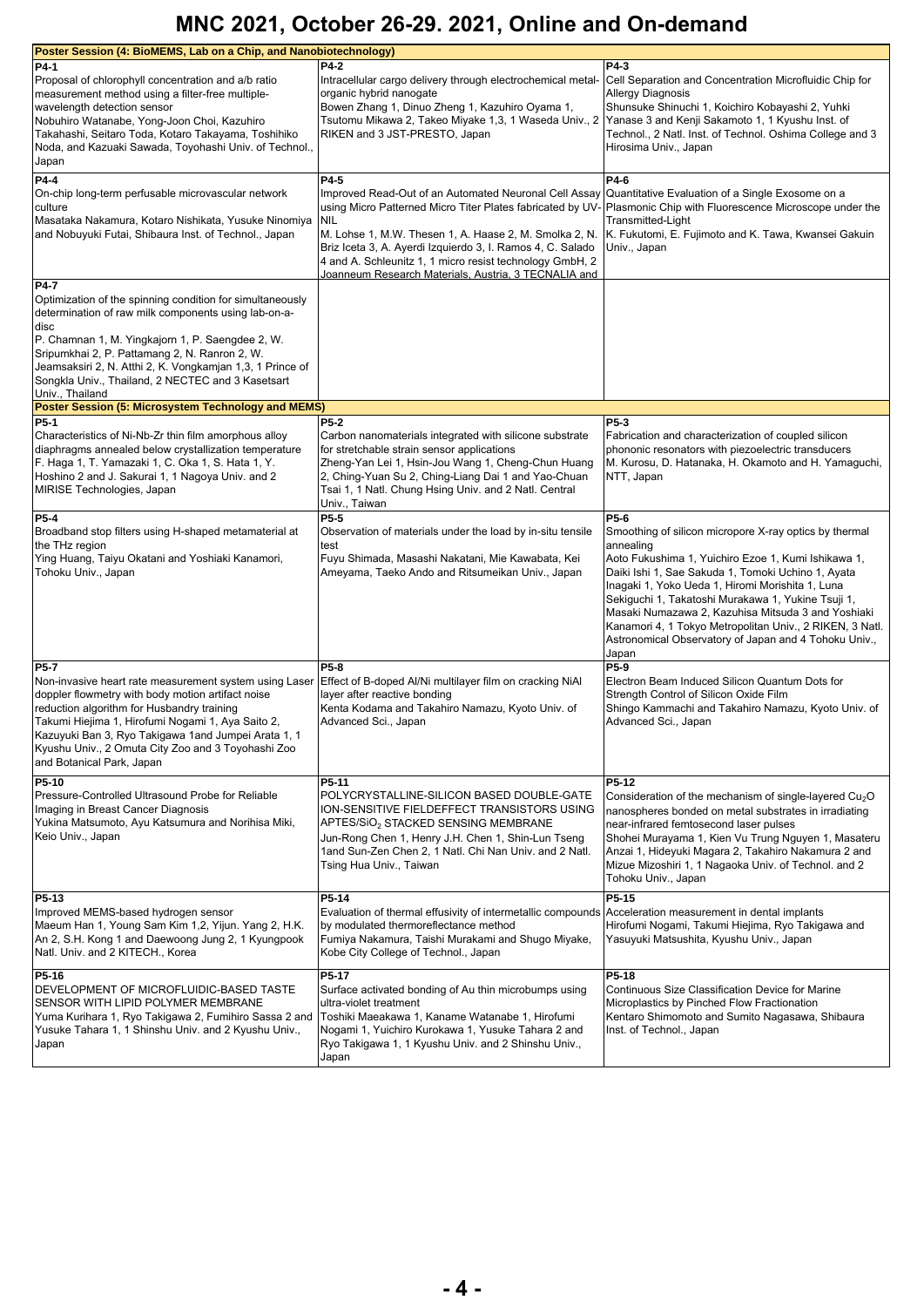# MNC 2021, October 26-29. 2021, Online and On-demand

## Poster Session (4: BioMEMS, Lab on a Chip, and Nanobiotechnology)

| | | |
|---|---|---|
| **P4-1**<br>Proposal of chlorophyll concentration and a/b ratio measurement method using a filter-free multiple-wavelength detection sensor<br>Nobuhiro Watanabe, Yong-Joon Choi, Kazuhiro Takahashi, Seitaro Toda, Kotaro Takayama, Toshihiko Noda, and Kazuaki Sawada, Toyohashi Univ. of Technol., Japan | **P4-2**<br>Intracellular cargo delivery through electrochemical metal-organic hybrid nanogate<br>Bowen Zhang 1, Dinuo Zheng 1, Kazuhiro Oyama 1, Tsutomu Mikawa 2, Takeo Miyake 1,3, 1 Waseda Univ., 2 RIKEN and 3 JST-PRESTO, Japan | **P4-3**<br>Cell Separation and Concentration Microfluidic Chip for Allergy Diagnosis<br>Shunsuke Shinuchi 1, Koichiro Kobayashi 2, Yuhki Yanase 3 and Kenji Sakamoto 1, 1 Kyushu Inst. of Technol., 2 Natl. Inst. of Technol. Oshima College and 3 Hirosima Univ., Japan |
| **P4-4**<br>On-chip long-term perfusable microvascular network culture<br>Masataka Nakamura, Kotaro Nishikata, Yusuke Ninomiya and Nobuyuki Futai, Shibaura Inst. of Technol., Japan | **P4-5**<br>Improved Read-Out of an Automated Neuronal Cell Assay using Micro Patterned Micro Titer Plates fabricated by UV-NIL<br>M. Lohse 1, M.W. Thesen 1, A. Haase 2, M. Smolka 2, N. Briz Iceta 3, A. Ayerdi Izquierdo 3, I. Ramos 4, C. Salado 4 and A. Schleunitz 1, 1 micro resist technology GmbH, 2 Joanneum Research Materials, Austria, 3 TECNALIA and | **P4-6**<br>Quantitative Evaluation of a Single Exosome on a Plasmonic Chip with Fluorescence Microscope under the Transmitted-Light<br>K. Fukutomi, E. Fujimoto and K. Tawa, Kwansei Gakuin Univ., Japan |
| **P4-7**<br>Optimization of the spinning condition for simultaneously determination of raw milk components using lab-on-a-disc<br>P. Chamnan 1, M. Yingkajorn 1, P. Saengdee 2, W. Sripumkhai 2, P. Pattamang 2, N. Ranron 2, W. Jeamsaksiri 2, N. Atthi 2, K. Vongkamjan 1,3, 1 Prince of Songkla Univ., Thailand, 2 NECTEC and 3 Kasetsart Univ., Thailand | | |

## Poster Session (5: Microsystem Technology and MEMS)

| | | |
|---|---|---|
| **P5-1**<br>Characteristics of Ni-Nb-Zr thin film amorphous alloy diaphragms annealed below crystallization temperature<br>F. Haga 1, T. Yamazaki 1, C. Oka 1, S. Hata 1, Y. Hoshino 2 and J. Sakurai 1, 1 Nagoya Univ. and 2 MIRISE Technologies, Japan | **P5-2**<br>Carbon nanomaterials integrated with silicone substrate for stretchable strain sensor applications<br>Zheng-Yan Lei 1, Hsin-Jou Wang 1, Cheng-Chun Huang 2, Ching-Yuan Su 2, Ching-Liang Dai 1 and Yao-Chuan Tsai 1, 1 Natl. Chung Hsing Univ. and 2 Natl. Central Univ., Taiwan | **P5-3**<br>Fabrication and characterization of coupled silicon phononic resonators with piezoelectric transducers<br>M. Kurosu, D. Hatanaka, H. Okamoto and H. Yamaguchi, NTT, Japan |
| **P5-4**<br>Broadband stop filters using H-shaped metamaterial at the THz region<br>Ying Huang, Taiyu Okatani and Yoshiaki Kanamori, Tohoku Univ., Japan | **P5-5**<br>Observation of materials under the load by in-situ tensile test<br>Fuyu Shimada, Masashi Nakatani, Mie Kawabata, Kei Ameyama, Taeko Ando and Ritsumeikan Univ., Japan | **P5-6**<br>Smoothing of silicon micropore X-ray optics by thermal annealing<br>Aoto Fukushima 1, Yuichiro Ezoe 1, Kumi Ishikawa 1, Daiki Ishi 1, Sae Sakuda 1, Tomoki Uchino 1, Ayata Inagaki 1, Yoko Ueda 1, Hiromi Morishita 1, Luna Sekiguchi 1, Takatoshi Murakawa 1, Yukine Tsuji 1, Masaki Numazawa 2, Kazuhisa Mitsuda 3 and Yoshiaki Kanamori 4, 1 Tokyo Metropolitan Univ., 2 RIKEN, 3 Natl. Astronomical Observatory of Japan and 4 Tohoku Univ., Japan |
| **P5-7**<br>Non-invasive heart rate measurement system using Laser doppler flowmetry with body motion artifact noise reduction algorithm for Husbandry training<br>Takumi Hiejima 1, Hirofumi Nogami 1, Aya Saito 2, Kazuyuki Ban 3, Ryo Takigawa 1and Jumpei Arata 1, 1 Kyushu Univ., 2 Omuta City Zoo and 3 Toyohashi Zoo and Botanical Park, Japan | **P5-8**<br>Effect of B-doped Al/Ni multilayer film on cracking NiAl layer after reactive bonding<br>Kenta Kodama and Takahiro Namazu, Kyoto Univ. of Advanced Sci., Japan | **P5-9**<br>Electron Beam Induced Silicon Quantum Dots for Strength Control of Silicon Oxide Film<br>Shingo Kammachi and Takahiro Namazu, Kyoto Univ. of Advanced Sci., Japan |
| **P5-10**<br>Pressure-Controlled Ultrasound Probe for Reliable Imaging in Breast Cancer Diagnosis<br>Yukina Matsumoto, Ayu Katsumura and Norihisa Miki, Keio Univ., Japan | **P5-11**<br>POLYCRYSTALLINE-SILICON BASED DOUBLE-GATE ION-SENSITIVE FIELDEFFECT TRANSISTORS USING APTES/$SiO_2$ STACKED SENSING MEMBRANE<br>Jun-Rong Chen 1, Henry J.H. Chen 1, Shin-Lun Tseng 1and Sun-Zen Chen 2, 1 Natl. Chi Nan Univ. and 2 Natl. Tsing Hua Univ., Taiwan | **P5-12**<br>Consideration of the mechanism of single-layered $Cu_2O$ nanospheres bonded on metal substrates in irradiating near-infrared femtosecond laser pulses<br>Shohei Murayama 1, Kien Vu Trung Nguyen 1, Masateru Anzai 1, Hideyuki Magara 2, Takahiro Nakamura 2 and Mizue Mizoshiri 1, 1 Nagaoka Univ. of Technol. and 2 Tohoku Univ., Japan |
| **P5-13**<br>Improved MEMS-based hydrogen sensor<br>Maeum Han 1, Young Sam Kim 1,2, Yijun. Yang 2, H.K. An 2, S.H. Kong 1 and Daewoong Jung 2, 1 Kyungpook Natl. Univ. and 2 KITECH., Korea | **P5-14**<br>Evaluation of thermal effusivity of intermetallic compounds by modulated thermoreflectance method<br>Fumiya Nakamura, Taishi Murakami and Shugo Miyake, Kobe City College of Technol., Japan | **P5-15**<br>Acceleration measurement in dental implants<br>Hirofumi Nogami, Takumi Hiejima, Ryo Takigawa and Yasuyuki Matsushita, Kyushu Univ., Japan |
| **P5-16**<br>DEVELOPMENT OF MICROFLUIDIC-BASED TASTE SENSOR WITH LIPID POLYMER MEMBRANE<br>Yuma Kurihara 1, Ryo Takigawa 2, Fumihiro Sassa 2 and Yusuke Tahara 1, 1 Shinshu Univ. and 2 Kyushu Univ., Japan | **P5-17**<br>Surface activated bonding of Au thin microbumps using ultra-violet treatment<br>Toshiki Maeakawa 1, Kaname Watanabe 1, Hirofumi Nogami 1, Yuichiro Kurokawa 1, Yusuke Tahara 2 and Ryo Takigawa 1, 1 Kyushu Univ. and 2 Shinshu Univ., Japan | **P5-18**<br>Continuous Size Classification Device for Marine Microplastics by Pinched Flow Fractionation<br>Kentaro Shimomoto and Sumito Nagasawa, Shibaura Inst. of Technol., Japan |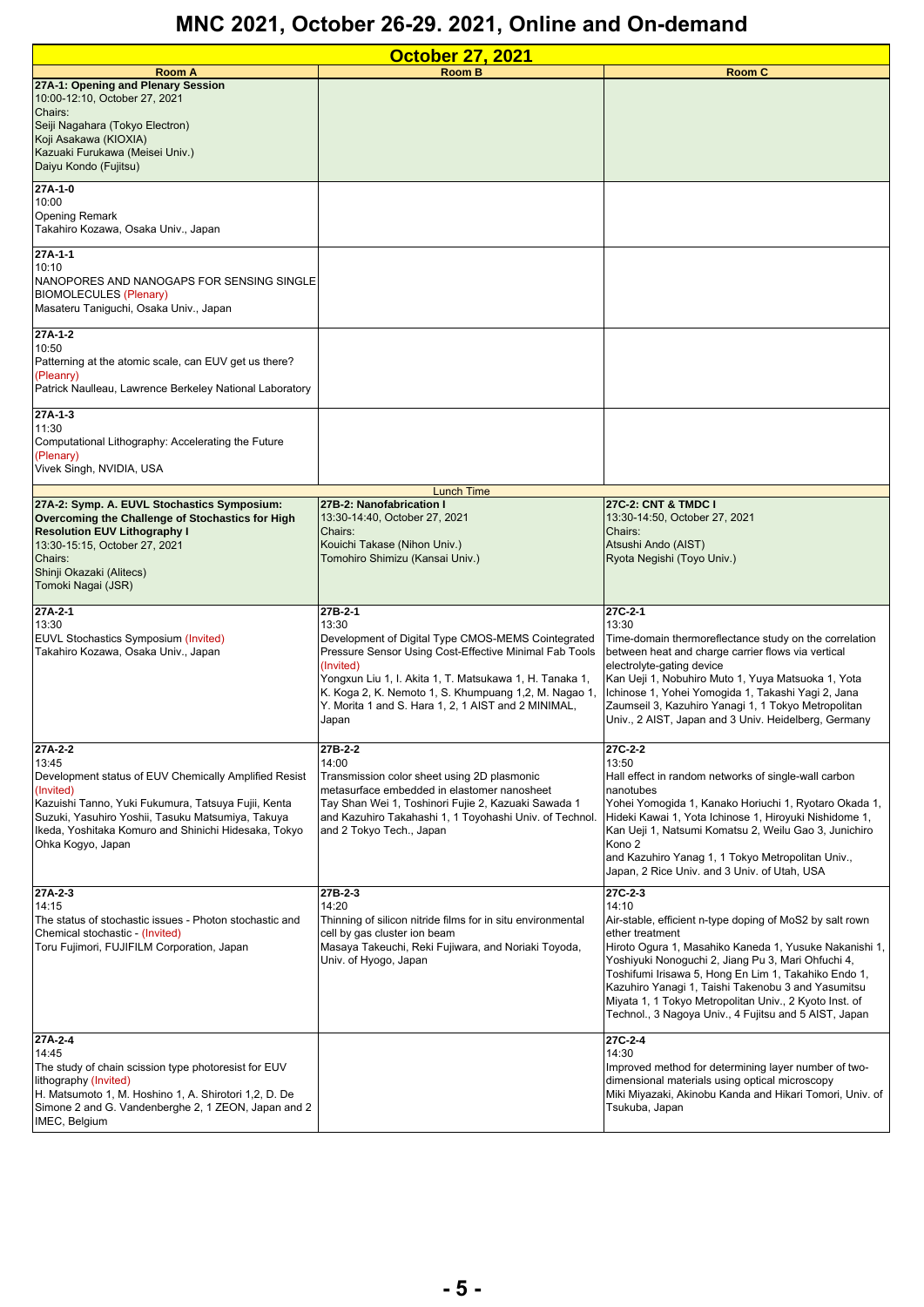# MNC 2021, October 26-29. 2021, Online and On-demand

## October 27, 2021

| Room A | Room B | Room C |
|---|---|---|
| **27A-1: Opening and Plenary Session**<br>10:00-12:10, October 27, 2021<br>Chairs:<br>Seiji Nagahara (Tokyo Electron)<br>Koji Asakawa (KIOXIA)<br>Kazuaki Furukawa (Meisei Univ.)<br>Daiyu Kondo (Fujitsu) | | |
| **27A-1-0**<br>10:00<br>Opening Remark<br>Takahiro Kozawa, Osaka Univ., Japan | | |
| **27A-1-1**<br>10:10<br>NANOPORES AND NANOGAPS FOR SENSING SINGLE BIOMOLECULES (Plenary)<br>Masateru Taniguchi, Osaka Univ., Japan | | |
| **27A-1-2**<br>10:50<br>Patterning at the atomic scale, can EUV get us there? (Pleanry)<br>Patrick Naulleau, Lawrence Berkeley National Laboratory | | |
| **27A-1-3**<br>11:30<br>Computational Lithography: Accelerating the Future (Plenary)<br>Vivek Singh, NVIDIA, USA | | |
| | Lunch Time | |
| **27A-2: Symp. A. EUVL Stochastics Symposium: Overcoming the Challenge of Stochastics for High Resolution EUV Lithography I**<br>13:30-15:15, October 27, 2021<br>Chairs:<br>Shinji Okazaki (Alitecs)<br>Tomoki Nagai (JSR) | **27B-2: Nanofabrication I**<br>13:30-14:40, October 27, 2021<br>Chairs:<br>Kouichi Takase (Nihon Univ.)<br>Tomohiro Shimizu (Kansai Univ.) | **27C-2: CNT & TMDC I**<br>13:30-14:50, October 27, 2021<br>Chairs:<br>Atsushi Ando (AIST)<br>Ryota Negishi (Toyo Univ.) |
| **27A-2-1**<br>13:30<br>EUVL Stochastics Symposium (Invited)<br>Takahiro Kozawa, Osaka Univ., Japan | **27B-2-1**<br>13:30<br>Development of Digital Type CMOS-MEMS Cointegrated Pressure Sensor Using Cost-Effective Minimal Fab Tools (Invited)<br>Yongxun Liu 1, I. Akita 1, T. Matsukawa 1, H. Tanaka 1, K. Koga 2, K. Nemoto 1, S. Khumpuang 1,2, M. Nagao 1, Y. Morita 1 and S. Hara 1, 2, 1 AIST and 2 MINIMAL, Japan | **27C-2-1**<br>13:30<br>Time-domain thermoreflectance study on the correlation between heat and charge carrier flows via vertical electrolyte-gating device<br>Kan Ueji 1, Nobuhiro Muto 1, Yuya Matsuoka 1, Yota Ichinose 1, Yohei Yomogida 1, Takashi Yagi 2, Jana Zaumseil 3, Kazuhiro Yanagi 1, 1 Tokyo Metropolitan Univ., 2 AIST, Japan and 3 Univ. Heidelberg, Germany |
| **27A-2-2**<br>13:45<br>Development status of EUV Chemically Amplified Resist (Invited)<br>Kazuishi Tanno, Yuki Fukumura, Tatsuya Fujii, Kenta Suzuki, Yasuhiro Yoshii, Tasuku Matsumiya, Takuya Ikeda, Yoshitaka Komuro and Shinichi Hidesaka, Tokyo Ohka Kogyo, Japan | **27B-2-2**<br>14:00<br>Transmission color sheet using 2D plasmonic metasurface embedded in elastomer nanosheet<br>Tay Shan Wei 1, Toshinori Fujie 2, Kazuaki Sawada 1 and Kazuhiro Takahashi 1, 1 Toyohashi Univ. of Technol. and 2 Tokyo Tech., Japan | **27C-2-2**<br>13:50<br>Hall effect in random networks of single-wall carbon nanotubes<br>Yohei Yomogida 1, Kanako Horiuchi 1, Ryotaro Okada 1, Hideki Kawai 1, Yota Ichinose 1, Hiroyuki Nishidome 1, Kan Ueji 1, Natsumi Komatsu 2, Weilu Gao 3, Junichiro Kono 2<br>and Kazuhiro Yanag 1, 1 Tokyo Metropolitan Univ., Japan, 2 Rice Univ. and 3 Univ. of Utah, USA |
| **27A-2-3**<br>14:15<br>The status of stochastic issues - Photon stochastic and Chemical stochastic - (Invited)<br>Toru Fujimori, FUJIFILM Corporation, Japan | **27B-2-3**<br>14:20<br>Thinning of silicon nitride films for in situ environmental cell by gas cluster ion beam<br>Masaya Takeuchi, Reki Fujiwara, and Noriaki Toyoda, Univ. of Hyogo, Japan | **27C-2-3**<br>14:10<br>Air-stable, efficient n-type doping of MoS2 by salt rown ether treatment<br>Hiroto Ogura 1, Masahiko Kaneda 1, Yusuke Nakanishi 1, Yoshiyuki Nonoguchi 2, Jiang Pu 3, Mari Ohfuchi 4, Toshifumi Irisawa 5, Hong En Lim 1, Takahiko Endo 1, Kazuhiro Yanagi 1, Taishi Takenobu 3 and Yasumitsu Miyata 1, 1 Tokyo Metropolitan Univ., 2 Kyoto Inst. of Technol., 3 Nagoya Univ., 4 Fujitsu and 5 AIST, Japan |
| **27A-2-4**<br>14:45<br>The study of chain scission type photoresist for EUV lithography (Invited)<br>H. Matsumoto 1, M. Hoshino 1, A. Shirotori 1,2, D. De Simone 2 and G. Vandenberghe 2, 1 ZEON, Japan and 2 IMEC, Belgium | | **27C-2-4**<br>14:30<br>Improved method for determining layer number of two-dimensional materials using optical microscopy<br>Miki Miyazaki, Akinobu Kanda and Hikari Tomori, Univ. of Tsukuba, Japan |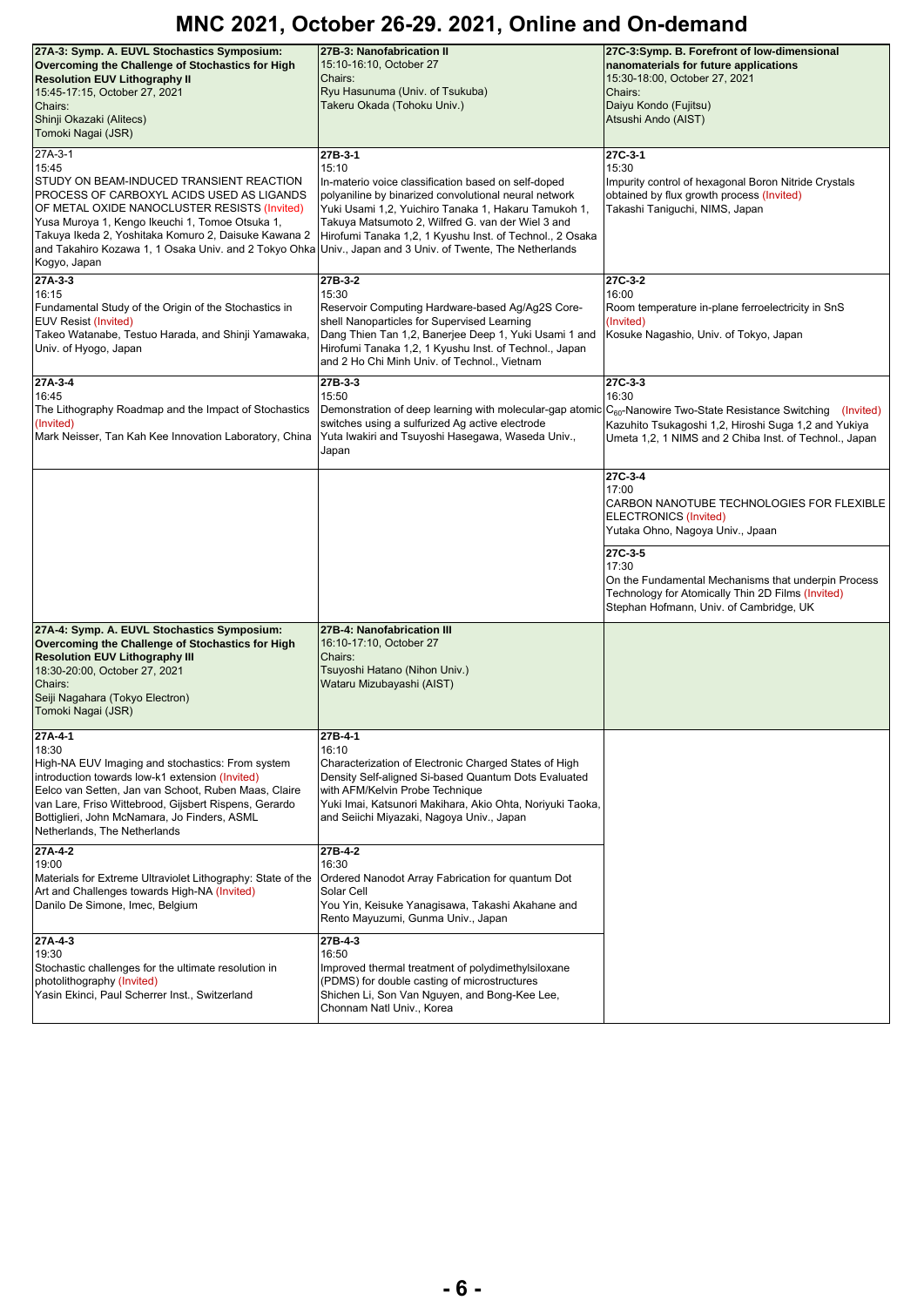# MNC 2021, October 26-29. 2021, Online and On-demand

| 27A-3: Symp. A. EUVL Stochastics Symposium: Overcoming the Challenge of Stochastics for High Resolution EUV Lithography II<br>15:45-17:15, October 27, 2021<br>Chairs:<br>Shinji Okazaki (Alitecs)<br>Tomoki Nagai (JSR) | 27B-3: Nanofabrication II<br>15:10-16:10, October 27<br>Chairs:<br>Ryu Hasunuma (Univ. of Tsukuba)<br>Takeru Okada (Tohoku Univ.) | 27C-3:Symp. B. Forefront of low-dimensional nanomaterials for future applications<br>15:30-18:00, October 27, 2021<br>Chairs:<br>Daiyu Kondo (Fujitsu)<br>Atsushi Ando (AIST) |
|---|---|---|
| 27A-3-1<br>15:45<br>STUDY ON BEAM-INDUCED TRANSIENT REACTION PROCESS OF CARBOXYL ACIDS USED AS LIGANDS OF METAL OXIDE NANOCLUSTER RESISTS (Invited)<br>Yusa Muroya 1, Kengo Ikeuchi 1, Tomoe Otsuka 1, Takuya Ikeda 2, Yoshitaka Komuro 2, Daisuke Kawana 2 and Takahiro Kozawa 1, 1 Osaka Univ. and 2 Tokyo Ohka Kogyo, Japan | **27B-3-1**<br>15:10<br>In-materio voice classification based on self-doped polyaniline by binarized convolutional neural network<br>Yuki Usami 1,2, Yuichiro Tanaka 1, Hakaru Tamukoh 1, Takuya Matsumoto 2, Wilfred G. van der Wiel 3 and Hirofumi Tanaka 1,2, 1 Kyushu Inst. of Technol., 2 Osaka Univ., Japan and 3 Univ. of Twente, The Netherlands | **27C-3-1**<br>15:30<br>Impurity control of hexagonal Boron Nitride Crystals obtained by flux growth process (Invited)<br>Takashi Taniguchi, NIMS, Japan |
| **27A-3-3**<br>16:15<br>Fundamental Study of the Origin of the Stochastics in EUV Resist (Invited)<br>Takeo Watanabe, Testuo Harada, and Shinji Yamawaka, Univ. of Hyogo, Japan | **27B-3-2**<br>15:30<br>Reservoir Computing Hardware-based Ag/Ag2S Core-shell Nanoparticles for Supervised Learning<br>Dang Thien Tan 1,2, Banerjee Deep 1, Yuki Usami 1 and Hirofumi Tanaka 1,2, 1 Kyushu Inst. of Technol., Japan and 2 Ho Chi Minh Univ. of Technol., Vietnam | **27C-3-2**<br>16:00<br>Room temperature in-plane ferroelectricity in SnS (Invited)<br>Kosuke Nagashio, Univ. of Tokyo, Japan |
| **27A-3-4**<br>16:45<br>The Lithography Roadmap and the Impact of Stochastics (Invited)<br>Mark Neisser, Tan Kah Kee Innovation Laboratory, China | **27B-3-3**<br>15:50<br>Demonstration of deep learning with molecular-gap atomic switches using a sulfurized Ag active electrode<br>Yuta Iwakiri and Tsuyoshi Hasegawa, Waseda Univ., Japan | **27C-3-3**<br>16:30<br>$C_{60}$-Nanowire Two-State Resistance Switching (Invited)<br>Kazuhito Tsukagoshi 1,2, Hiroshi Suga 1,2 and Yukiya Umeta 1,2, 1 NIMS and 2 Chiba Inst. of Technol., Japan |
| | | **27C-3-4**<br>17:00<br>CARBON NANOTUBE TECHNOLOGIES FOR FLEXIBLE ELECTRONICS (Invited)<br>Yutaka Ohno, Nagoya Univ., Jpaan |
| | | **27C-3-5**<br>17:30<br>On the Fundamental Mechanisms that underpin Process Technology for Atomically Thin 2D Films (Invited)<br>Stephan Hofmann, Univ. of Cambridge, UK |
| **27A-4: Symp. A. EUVL Stochastics Symposium: Overcoming the Challenge of Stochastics for High Resolution EUV Lithography III**<br>18:30-20:00, October 27, 2021<br>Chairs:<br>Seiji Nagahara (Tokyo Electron)<br>Tomoki Nagai (JSR) | **27B-4: Nanofabrication III**<br>16:10-17:10, October 27<br>Chairs:<br>Tsuyoshi Hatano (Nihon Univ.)<br>Wataru Mizubayashi (AIST) | |
| **27A-4-1**<br>18:30<br>High-NA EUV Imaging and stochastics: From system introduction towards low-k1 extension (Invited)<br>Eelco van Setten, Jan van Schoot, Ruben Maas, Claire van Lare, Friso Wittebrood, Gijsbert Rispens, Gerardo Bottiglieri, John McNamara, Jo Finders, ASML Netherlands, The Netherlands | **27B-4-1**<br>16:10<br>Characterization of Electronic Charged States of High Density Self-aligned Si-based Quantum Dots Evaluated with AFM/Kelvin Probe Technique<br>Yuki Imai, Katsunori Makihara, Akio Ohta, Noriyuki Taoka, and Seiichi Miyazaki, Nagoya Univ., Japan | |
| **27A-4-2**<br>19:00<br>Materials for Extreme Ultraviolet Lithography: State of the Art and Challenges towards High-NA (Invited)<br>Danilo De Simone, Imec, Belgium | **27B-4-2**<br>16:30<br>Ordered Nanodot Array Fabrication for quantum Dot Solar Cell<br>You Yin, Keisuke Yanagisawa, Takashi Akahane and Rento Mayuzumi, Gunma Univ., Japan | |
| **27A-4-3**<br>19:30<br>Stochastic challenges for the ultimate resolution in photolithography (Invited)<br>Yasin Ekinci, Paul Scherrer Inst., Switzerland | **27B-4-3**<br>16:50<br>Improved thermal treatment of polydimethylsiloxane (PDMS) for double casting of microstructures<br>Shichen Li, Son Van Nguyen, and Bong-Kee Lee, Chonnam Natl Univ., Korea | |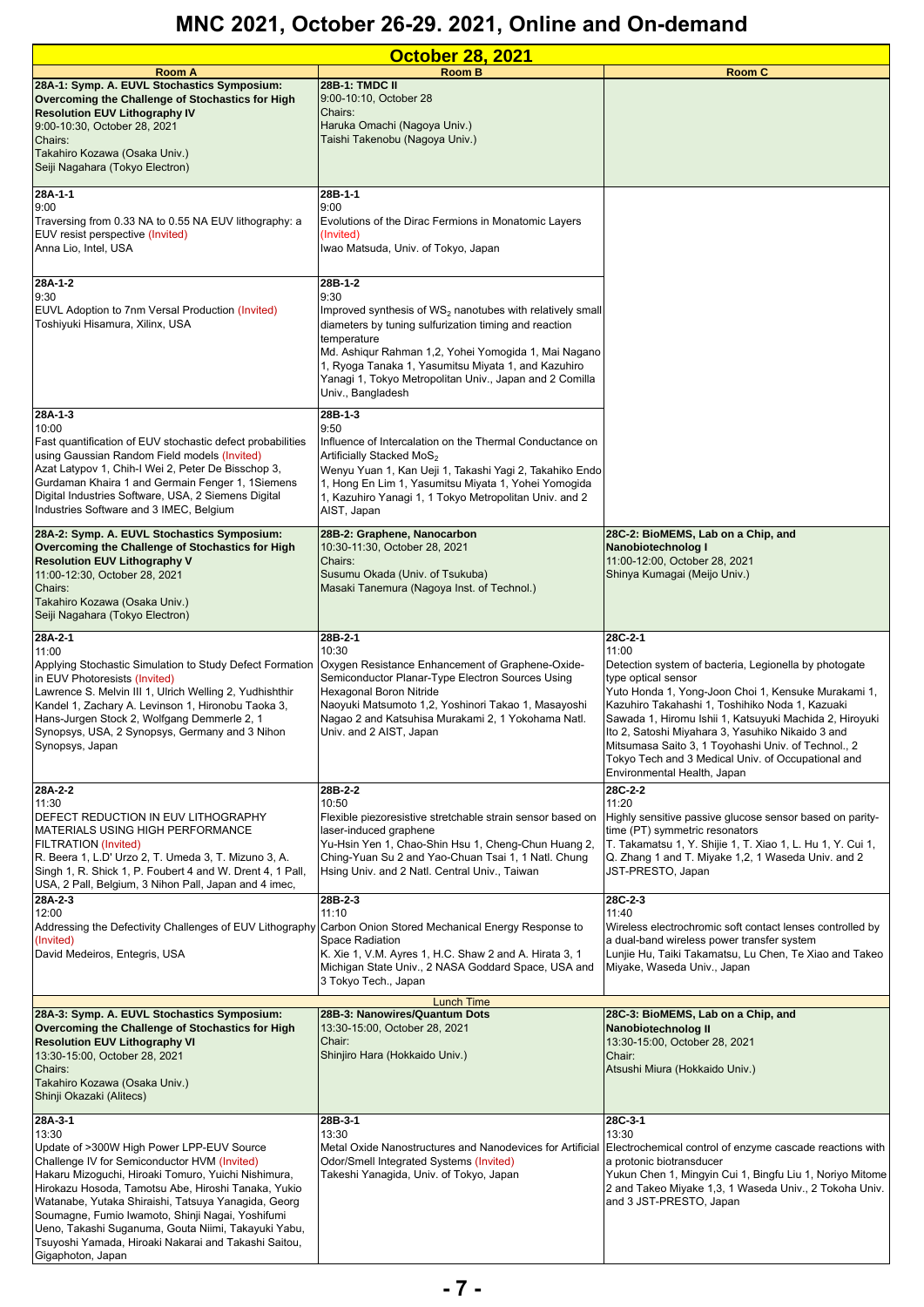# MNC 2021, October 26-29. 2021, Online and On-demand

## October 28, 2021

| Room A | Room B | Room C |
|---|---|---|
| **28A-1: Symp. A. EUVL Stochastics Symposium: Overcoming the Challenge of Stochastics for High Resolution EUV Lithography IV**<br>9:00-10:30, October 28, 2021<br>Chairs:<br>Takahiro Kozawa (Osaka Univ.)<br>Seiji Nagahara (Tokyo Electron) | **28B-1: TMDC II**<br>9:00-10:10, October 28<br>Chairs:<br>Haruka Omachi (Nagoya Univ.)<br>Taishi Takenobu (Nagoya Univ.) | |
| **28A-1-1**<br>9:00<br>Traversing from 0.33 NA to 0.55 NA EUV lithography: a EUV resist perspective (Invited)<br>Anna Lio, Intel, USA | **28B-1-1**<br>9:00<br>Evolutions of the Dirac Fermions in Monatomic Layers (Invited)<br>Iwao Matsuda, Univ. of Tokyo, Japan | |
| **28A-1-2**<br>9:30<br>EUVL Adoption to 7nm Versal Production (Invited)<br>Toshiyuki Hisamura, Xilinx, USA | **28B-1-2**<br>9:30<br>Improved synthesis of $WS_2$ nanotubes with relatively small diameters by tuning sulfurization timing and reaction temperature<br>Md. Ashiqur Rahman 1,2, Yohei Yomogida 1, Mai Nagano 1, Ryoga Tanaka 1, Yasumitsu Miyata 1, and Kazuhiro Yanagi 1, Tokyo Metropolitan Univ., Japan and 2 Comilla Univ., Bangladesh | |
| **28A-1-3**<br>10:00<br>Fast quantification of EUV stochastic defect probabilities using Gaussian Random Field models (Invited)<br>Azat Latypov 1, Chih-I Wei 2, Peter De Bisschop 3, Gurdaman Khaira 1 and Germain Fenger 1, 1Siemens Digital Industries Software, USA, 2 Siemens Digital Industries Software and 3 IMEC, Belgium | **28B-1-3**<br>9:50<br>Influence of Intercalation on the Thermal Conductance on Artificially Stacked $MoS_2$<br>Wenyu Yuan 1, Kan Ueji 1, Takashi Yagi 2, Takahiko Endo 1, Hong En Lim 1, Yasumitsu Miyata 1, Yohei Yomogida 1, Kazuhiro Yanagi 1, 1 Tokyo Metropolitan Univ. and 2 AIST, Japan | |
| **28A-2: Symp. A. EUVL Stochastics Symposium: Overcoming the Challenge of Stochastics for High Resolution EUV Lithography V**<br>11:00-12:30, October 28, 2021<br>Chairs:<br>Takahiro Kozawa (Osaka Univ.)<br>Seiji Nagahara (Tokyo Electron) | **28B-2: Graphene, Nanocarbon**<br>10:30-11:30, October 28, 2021<br>Chairs:<br>Susumu Okada (Univ. of Tsukuba)<br>Masaki Tanemura (Nagoya Inst. of Technol.) | **28C-2: BioMEMS, Lab on a Chip, and Nanobiotechnolog I**<br>11:00-12:00, October 28, 2021<br>Shinya Kumagai (Meijo Univ.) |
| **28A-2-1**<br>11:00<br>Applying Stochastic Simulation to Study Defect Formation in EUV Photoresists (Invited)<br>Lawrence S. Melvin III 1, Ulrich Welling 2, Yudhishthir Kandel 1, Zachary A. Levinson 1, Hironobu Taoka 3, Hans-Jurgen Stock 2, Wolfgang Demmerle 2, 1 Synopsys, USA, 2 Synopsys, Germany and 3 Nihon Synopsys, Japan | **28B-2-1**<br>10:30<br>Oxygen Resistance Enhancement of Graphene-Oxide-Semiconductor Planar-Type Electron Sources Using Hexagonal Boron Nitride<br>Naoyuki Matsumoto 1,2, Yoshinori Takao 1, Masayoshi Nagao 2 and Katsuhisa Murakami 2, 1 Yokohama Natl. Univ. and 2 AIST, Japan | **28C-2-1**<br>11:00<br>Detection system of bacteria, Legionella by photogate type optical sensor<br>Yuto Honda 1, Yong-Joon Choi 1, Kensuke Murakami 1, Kazuhiro Takahashi 1, Toshihiko Noda 1, Kazuaki Sawada 1, Hiromu Ishii 1, Katsuyuki Machida 2, Hiroyuki Ito 2, Satoshi Miyahara 3, Yasuhiko Nikaido 3 and Mitsumasa Saito 3, 1 Toyohashi Univ. of Technol., 2 Tokyo Tech and 3 Medical Univ. of Occupational and Environmental Health, Japan |
| **28A-2-2**<br>11:30<br>DEFECT REDUCTION IN EUV LITHOGRAPHY MATERIALS USING HIGH PERFORMANCE FILTRATION (Invited)<br>R. Beera 1, L.D' Urzo 2, T. Umeda 3, T. Mizuno 3, A. Singh 1, R. Shick 1, P. Foubert 4 and W. Drent 4, 1 Pall, USA, 2 Pall, Belgium, 3 Nihon Pall, Japan and 4 imec, | **28B-2-2**<br>10:50<br>Flexible piezoresistive stretchable strain sensor based on laser-induced graphene<br>Yu-Hsin Yen 1, Chao-Shin Hsu 1, Cheng-Chun Huang 2, Ching-Yuan Su 2 and Yao-Chuan Tsai 1, 1 Natl. Chung Hsing Univ. and 2 Natl. Central Univ., Taiwan | **28C-2-2**<br>11:20<br>Highly sensitive passive glucose sensor based on parity-time (PT) symmetric resonators<br>T. Takamatsu, Y. Shijie 1, T. Xiao 1, L. Hu 1, Y. Cui 1, Q. Zhang 1 and T. Miyake 1,2, 1 Waseda Univ. and 2 JST-PRESTO, Japan |
| **28A-2-3**<br>12:00<br>Addressing the Defectivity Challenges of EUV Lithography (Invited)<br>David Medeiros, Entegris, USA | **28B-2-3**<br>11:10<br>Carbon Onion Stored Mechanical Energy Response to Space Radiation<br>K. Xie 1, V.M. Ayres 1, H.C. Shaw 2 and A. Hirata 3, 1 Michigan State Univ., 2 NASA Goddard Space, USA and 3 Tokyo Tech., Japan | **28C-2-3**<br>11:40<br>Wireless electrochromic soft contact lenses controlled by a dual-band wireless power transfer system<br>Lunjie Hu, Taiki Takamatsu, Lu Chen, Te Xiao and Takeo Miyake, Waseda Univ., Japan |
| | Lunch Time | |
| **28A-3: Symp. A. EUVL Stochastics Symposium: Overcoming the Challenge of Stochastics for High Resolution EUV Lithography VI**<br>13:30-15:00, October 28, 2021<br>Chairs:<br>Takahiro Kozawa (Osaka Univ.)<br>Shinji Okazaki (Alitecs) | **28B-3: Nanowires/Quantum Dots**<br>13:30-15:00, October 28, 2021<br>Chair:<br>Shinjiro Hara (Hokkaido Univ.) | **28C-3: BioMEMS, Lab on a Chip, and Nanobiotechnolog II**<br>13:30-15:00, October 28, 2021<br>Chair:<br>Atsushi Miura (Hokkaido Univ.) |
| **28A-3-1**<br>13:30<br>Update of >300W High Power LPP-EUV Source Challenge IV for Semiconductor HVM (Invited)<br>Hakaru Mizoguchi, Hiroaki Tomuro, Yuichi Nishimura, Hirokazu Hosoda, Tamotsu Abe, Hiroshi Tanaka, Yukio Watanabe, Yutaka Shiraishi, Tatsuya Yanagida, Georg Soumagne, Fumio Iwamoto, Shinji Nagai, Yoshifumi Ueno, Takashi Suganuma, Gouta Niimi, Takayuki Yabu, Tsuyoshi Yamada, Hiroaki Nakarai and Takashi Saitou, Gigaphoton, Japan | **28B-3-1**<br>13:30<br>Metal Oxide Nanostructures and Nanodevices for Artificial Odor/Smell Integrated Systems (Invited)<br>Takeshi Yanagida, Univ. of Tokyo, Japan | **28C-3-1**<br>13:30<br>Electrochemical control of enzyme cascade reactions with a protonic biotransducer<br>Yukun Chen 1, Mingyin Cui 1, Bingfu Liu 1, Noriyo Mitome 2 and Takeo Miyake 1,3, 1 Waseda Univ., 2 Tokoha Univ. and 3 JST-PRESTO, Japan |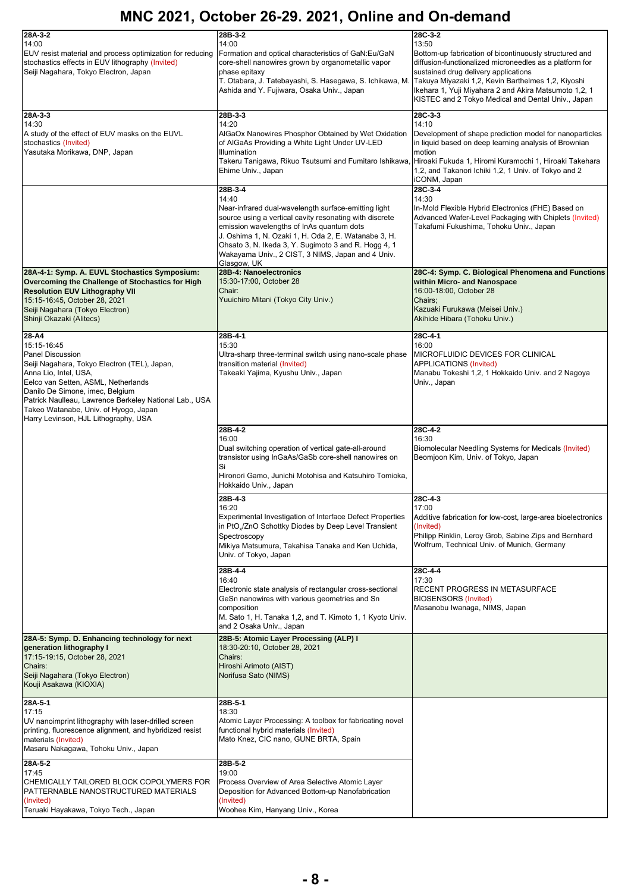# MNC 2021, October 26-29. 2021, Online and On-demand

| | | |
|---|---|---|
| **28A-3-2**<br>14:00<br>EUV resist material and process optimization for reducing stochastics effects in EUV lithography (Invited)<br>Seiji Nagahara, Tokyo Electron, Japan | **28B-3-2**<br>14:00<br>Formation and optical characteristics of GaN:Eu/GaN core-shell nanowires grown by organometallic vapor phase epitaxy<br>T. Otabara, J. Tatebayashi, S. Hasegawa, S. Ichikawa, M. Ashida and Y. Fujiwara, Osaka Univ., Japan | **28C-3-2**<br>13:50<br>Bottom-up fabrication of bicontinuously structured and diffusion-functionalized microneedles as a platform for sustained drug delivery applications<br>Takuya Miyazaki 1,2, Kevin Barthelmes 1,2, Kiyoshi Ikehara 1, Yuji Miyahara 2 and Akira Matsumoto 1,2, 1 KISTEC and 2 Tokyo Medical and Dental Univ., Japan |
| **28A-3-3**<br>14:30<br>A study of the effect of EUV masks on the EUVL stochastics (Invited)<br>Yasutaka Morikawa, DNP, Japan | **28B-3-3**<br>14:20<br>AlGaOx Nanowires Phosphor Obtained by Wet Oxidation of AlGaAs Providing a White Light Under UV-LED Illumination<br>Takeru Tanigawa, Rikuo Tsutsumi and Fumitaro Ishikawa, Ehime Univ., Japan | **28C-3-3**<br>14:10<br>Development of shape prediction model for nanoparticles in liquid based on deep learning analysis of Brownian motion<br>Hiroaki Fukuda 1, Hiromi Kuramochi 1, Hiroaki Takehara 1,2, and Takanori Ichiki 1,2, 1 Univ. of Tokyo and 2 iCONM, Japan |
| | **28B-3-4**<br>14:40<br>Near-infrared dual-wavelength surface-emitting light source using a vertical cavity resonating with discrete emission wavelengths of InAs quantum dots<br>J. Oshima 1, N. Ozaki 1, H. Oda 2, E. Watanabe 3, H. Ohsato 3, N. Ikeda 3, Y. Sugimoto 3 and R. Hogg 4, 1 Wakayama Univ., 2 CIST, 3 NIMS, Japan and 4 Univ. Glasgow, UK | **28C-3-4**<br>14:30<br>In-Mold Flexible Hybrid Electronics (FHE) Based on Advanced Wafer-Level Packaging with Chiplets (Invited)<br>Takafumi Fukushima, Tohoku Univ., Japan |
| **28A-4-1: Symp. A. EUVL Stochastics Symposium: Overcoming the Challenge of Stochastics for High Resolution EUV Lithography VII**<br>15:15-16:45, October 28, 2021<br>Seiji Nagahara (Tokyo Electron)<br>Shinji Okazaki (Alitecs) | **28B-4: Nanoelectronics**<br>15:30-17:00, October 28<br>Chair:<br>Yuuichiro Mitani (Tokyo City Univ.) | **28C-4: Symp. C. Biological Phenomena and Functions within Micro- and Nanospace**<br>16:00-18:00, October 28<br>Chairs;<br>Kazuaki Furukawa (Meisei Univ.)<br>Akihide Hibara (Tohoku Univ.) |
| **28-A4**<br>15:15-16:45<br>Panel Discussion<br>Seiji Nagahara, Tokyo Electron (TEL), Japan,<br>Anna Lio, Intel, USA,<br>Eelco van Setten, ASML, Netherlands<br>Danilo De Simone, imec, Belgium<br>Patrick Naulleau, Lawrence Berkeley National Lab., USA<br>Takeo Watanabe, Univ. of Hyogo, Japan<br>Harry Levinson, HJL Lithography, USA | **28B-4-1**<br>15:30<br>Ultra-sharp three-terminal switch using nano-scale phase transition material (Invited)<br>Takeaki Yajima, Kyushu Univ., Japan | **28C-4-1**<br>16:00<br>MICROFLUIDIC DEVICES FOR CLINICAL APPLICATIONS (Invited)<br>Manabu Tokeshi 1,2, 1 Hokkaido Univ. and 2 Nagoya Univ., Japan |
| | **28B-4-2**<br>16:00<br>Dual switching operation of vertical gate-all-around transistor using InGaAs/GaSb core-shell nanowires on Si<br>Hironori Gamo, Junichi Motohisa and Katsuhiro Tomioka, Hokkaido Univ., Japan | **28C-4-2**<br>16:30<br>Biomolecular Needling Systems for Medicals (Invited)<br>Beomjoon Kim, Univ. of Tokyo, Japan |
| | **28B-4-3**<br>16:20<br>Experimental Investigation of Interface Defect Properties in $PtO_x$/ZnO Schottky Diodes by Deep Level Transient Spectroscopy<br>Mikiya Matsumura, Takahisa Tanaka and Ken Uchida, Univ. of Tokyo, Japan | **28C-4-3**<br>17:00<br>Additive fabrication for low-cost, large-area bioelectronics (Invited)<br>Philipp Rinklin, Leroy Grob, Sabine Zips and Bernhard Wolfrum, Technical Univ. of Munich, Germany |
| | **28B-4-4**<br>16:40<br>Electronic state analysis of rectangular cross-sectional GeSn nanowires with various geometries and Sn composition<br>M. Sato 1, H. Tanaka 1,2, and T. Kimoto 1, 1 Kyoto Univ. and 2 Osaka Univ., Japan | **28C-4-4**<br>17:30<br>RECENT PROGRESS IN METASURFACE BIOSENSORS (Invited)<br>Masanobu Iwanaga, NIMS, Japan |
| **28A-5: Symp. D. Enhancing technology for next generation lithography I**<br>17:15-19:15, October 28, 2021<br>Chairs:<br>Seiji Nagahara (Tokyo Electron)<br>Kouji Asakawa (KIOXIA) | **28B-5: Atomic Layer Processing (ALP) I**<br>18:30-20:10, October 28, 2021<br>Chairs:<br>Hiroshi Arimoto (AIST)<br>Norifusa Sato (NIMS) | |
| **28A-5-1**<br>17:15<br>UV nanoimprint lithography with laser-drilled screen printing, fluorescence alignment, and hybridized resist materials (Invited)<br>Masaru Nakagawa, Tohoku Univ., Japan | **28B-5-1**<br>18:30<br>Atomic Layer Processing: A toolbox for fabricating novel functional hybrid materials (Invited)<br>Mato Knez, CIC nano, GUNE BRTA, Spain | |
| **28A-5-2**<br>17:45<br>CHEMICALLY TAILORED BLOCK COPOLYMERS FOR PATTERNABLE NANOSTRUCTURED MATERIALS (Invited)<br>Teruaki Hayakawa, Tokyo Tech., Japan | **28B-5-2**<br>19:00<br>Process Overview of Area Selective Atomic Layer Deposition for Advanced Bottom-up Nanofabrication (Invited)<br>Woohee Kim, Hanyang Univ., Korea | |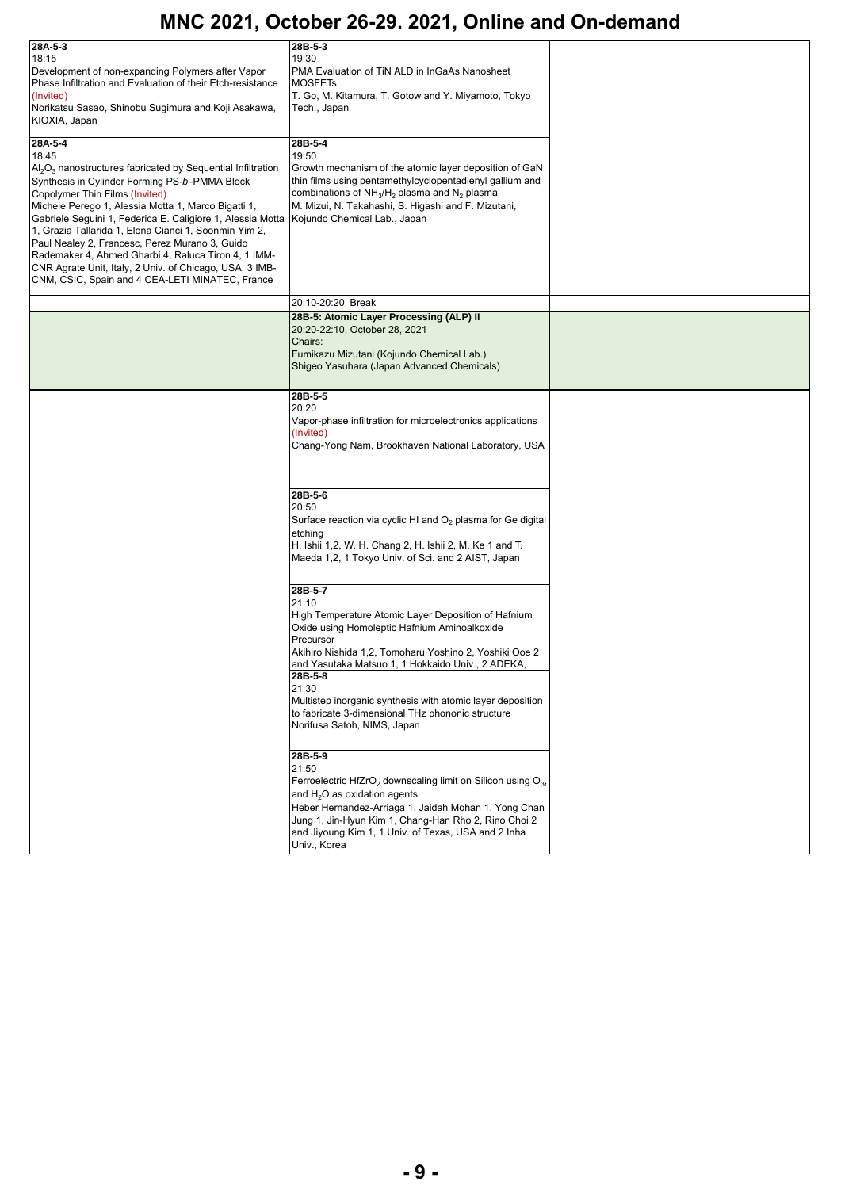# MNC 2021, October 26-29. 2021, Online and On-demand

**28A-5-3**
18:15
Development of non-expanding Polymers after Vapor Phase Infiltration and Evaluation of their Etch-resistance (Invited)
Norikatsu Sasao, Shinobu Sugimura and Koji Asakawa, KIOXIA, Japan

**28A-5-4**
18:45
$Al_2O_3$ nanostructures fabricated by Sequential Infiltration Synthesis in Cylinder Forming PS-*b*-PMMA Block Copolymer Thin Films (Invited)
Michele Perego 1, Alessia Motta 1, Marco Bigatti 1, Gabriele Seguini 1, Federica E. Caligiore 1, Alessia Motta 1, Grazia Tallarida 1, Elena Cianci 1, Soonmin Yim 2, Paul Nealey 2, Francesc, Perez Murano 3, Guido Rademaker 4, Ahmed Gharbi 4, Raluca Tiron 4, 1 IMM-CNR Agrate Unit, Italy, 2 Univ. of Chicago, USA, 3 IMB-CNM, CSIC, Spain and 4 CEA-LETI MINATEC, France

**28B-5-3**
19:30
PMA Evaluation of TiN ALD in InGaAs Nanosheet MOSFETs
T. Go, M. Kitamura, T. Gotow and Y. Miyamoto, Tokyo Tech., Japan

**28B-5-4**
19:50
Growth mechanism of the atomic layer deposition of GaN thin films using pentamethylcyclopentadienyl gallium and combinations of $NH_3/H_2$ plasma and $N_2$ plasma
M. Mizui, N. Takahashi, S. Higashi and F. Mizutani, Kojundo Chemical Lab., Japan

20:10-20:20 Break

**28B-5: Atomic Layer Processing (ALP) II**
20:20-22:10, October 28, 2021
Chairs:
Fumikazu Mizutani (Kojundo Chemical Lab.)
Shigeo Yasuhara (Japan Advanced Chemicals)

**28B-5-5**
20:20
Vapor-phase infiltration for microelectronics applications (Invited)
Chang-Yong Nam, Brookhaven National Laboratory, USA

**28B-5-6**
20:50
Surface reaction via cyclic HI and $O_2$ plasma for Ge digital etching
H. Ishii 1,2, W. H. Chang 2, H. Ishii 2, M. Ke 1 and T. Maeda 1,2, 1 Tokyo Univ. of Sci. and 2 AIST, Japan

**28B-5-7**
21:10
High Temperature Atomic Layer Deposition of Hafnium Oxide using Homoleptic Hafnium Aminoalkoxide Precursor
Akihiro Nishida 1,2, Tomoharu Yoshino 2, Yoshiki Ooe 2 and Yasutaka Matsuo 1, 1 Hokkaido Univ., 2 ADEKA,

**28B-5-8**
21:30
Multistep inorganic synthesis with atomic layer deposition to fabricate 3-dimensional THz phononic structure
Norifusa Satoh, NIMS, Japan

**28B-5-9**
21:50
Ferroelectric $HfZrO_2$ downscaling limit on Silicon using $O_3$, and $H_2O$ as oxidation agents
Heber Hernandez-Arriaga 1, Jaidah Mohan 1, Yong Chan Jung 1, Jin-Hyun Kim 1, Chang-Han Rho 2, Rino Choi 2 and Jiyoung Kim 1, 1 Univ. of Texas, USA and 2 Inha Univ., Korea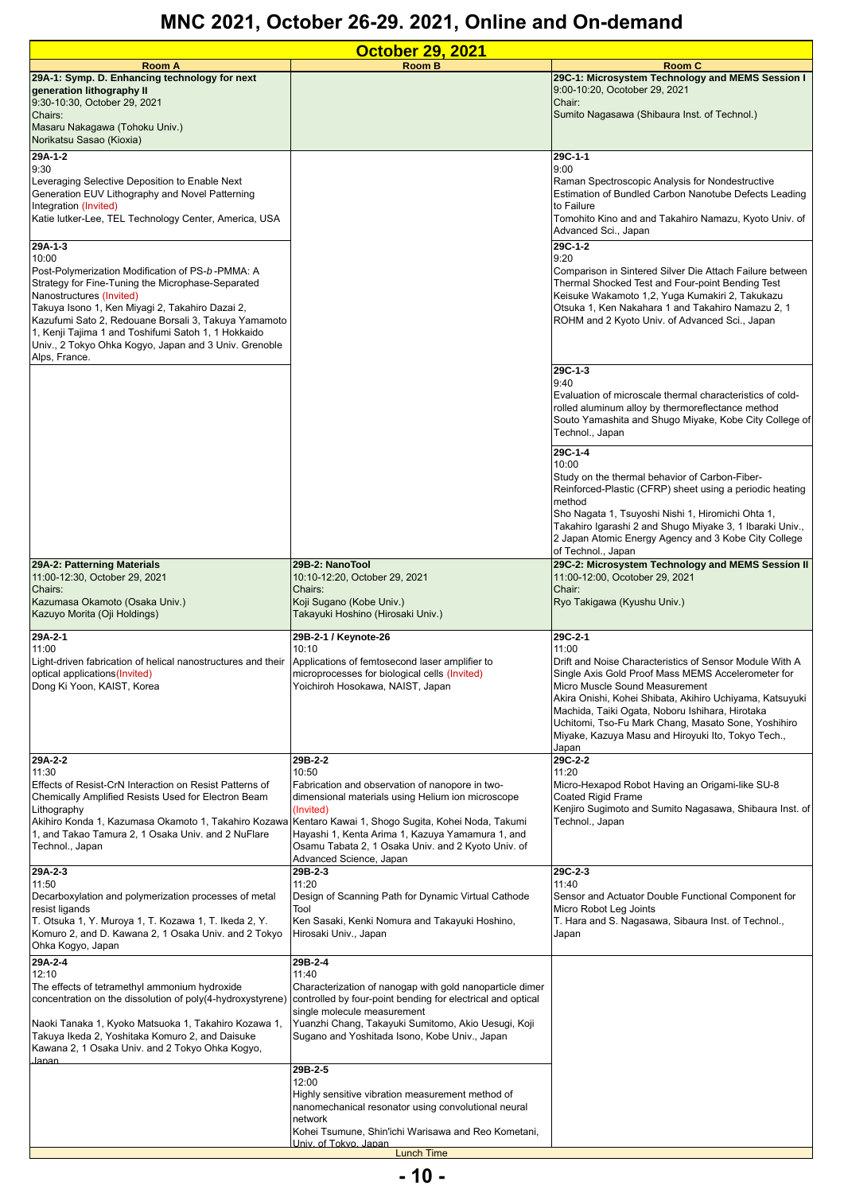# MNC 2021, October 26-29. 2021, Online and On-demand

## October 29, 2021

### Room A

**29A-1: Symp. D. Enhancing technology for next generation lithography II**
9:30-10:30, October 29, 2021
Chairs:
Masaru Nakagawa (Tohoku Univ.)
Norikatsu Sasao (Kioxia)

**29A-1-2**
9:30
Leveraging Selective Deposition to Enable Next Generation EUV Lithography and Novel Patterning Integration (Invited)
Katie lutker-Lee, TEL Technology Center, America, USA

**29A-1-3**
10:00
Post-Polymerization Modification of PS-*b*-PMMA: A Strategy for Fine-Tuning the Microphase-Separated Nanostructures (Invited)
Takuya Isono 1, Ken Miyagi 2, Takahiro Dazai 2, Kazufumi Sato 2, Redouane Borsali 3, Takuya Yamamoto 1, Kenji Tajima 1 and Toshifumi Satoh 1, 1 Hokkaido Univ., 2 Tokyo Ohka Kogyo, Japan and 3 Univ. Grenoble Alps, France.

**29A-2: Patterning Materials**
11:00-12:30, October 29, 2021
Chairs:
Kazumasa Okamoto (Osaka Univ.)
Kazuyo Morita (Oji Holdings)

**29A-2-1**
11:00
Light-driven fabrication of helical nanostructures and their optical applications (Invited)
Dong Ki Yoon, KAIST, Korea

**29A-2-2**
11:30
Effects of Resist-CrN Interaction on Resist Patterns of Chemically Amplified Resists Used for Electron Beam Lithography
Akihiro Konda 1, Kazumasa Okamoto 1, Takahiro Kozawa 1, and Takao Tamura 2, 1 Osaka Univ. and 2 NuFlare Technol., Japan

**29A-2-3**
11:50
Decarboxylation and polymerization processes of metal resist ligands
T. Otsuka 1, Y. Muroya 1, T. Kozawa 1, T. Ikeda 2, Y. Komuro 2, and D. Kawana 2, 1 Osaka Univ. and 2 Tokyo Ohka Kogyo, Japan

**29A-2-4**
12:10
The effects of tetramethyl ammonium hydroxide concentration on the dissolution of poly(4-hydroxystyrene)

Naoki Tanaka 1, Kyoko Matsuoka 1, Takahiro Kozawa 1, Takuya Ikeda 2, Yoshitaka Komuro 2, and Daisuke Kawana 2, 1 Osaka Univ. and 2 Tokyo Ohka Kogyo, Japan

### Room B

**29B-2: NanoTool**
10:10-12:20, October 29, 2021
Chairs:
Koji Sugano (Kobe Univ.)
Takayuki Hoshino (Hirosaki Univ.)

**29B-2-1 / Keynote-26**
10:10
Applications of femtosecond laser amplifier to microprocesses for biological cells (Invited)
Yoichiroh Hosokawa, NAIST, Japan

**29B-2-2**
10:50
Fabrication and observation of nanopore in two-dimensional materials using Helium ion microscope (Invited)
Kentaro Kawai 1, Shogo Sugita, Kohei Noda, Takumi Hayashi 1, Kenta Arima 1, Kazuya Yamamura 1, and Osamu Tabata 2, 1 Osaka Univ. and 2 Kyoto Univ. of Advanced Science, Japan

**29B-2-3**
11:20
Design of Scanning Path for Dynamic Virtual Cathode Tool
Ken Sasaki, Kenki Nomura and Takayuki Hoshino, Hirosaki Univ., Japan

**29B-2-4**
11:40
Characterization of nanogap with gold nanoparticle dimer controlled by four-point bending for electrical and optical single molecule measurement
Yuanzhi Chang, Takayuki Sumitomo, Akio Uesugi, Koji Sugano and Yoshitada Isono, Kobe Univ., Japan

**29B-2-5**
12:00
Highly sensitive vibration measurement method of nanomechanical resonator using convolutional neural network
Kohei Tsumune, Shin'ichi Warisawa and Reo Kometani, Univ. of Tokyo, Japan

### Room C

**29C-1: Microsystem Technology and MEMS Session I**
9:00-10:20, Ocotober 29, 2021
Chair:
Sumito Nagasawa (Shibaura Inst. of Technol.)

**29C-1-1**
9:00
Raman Spectroscopic Analysis for Nondestructive Estimation of Bundled Carbon Nanotube Defects Leading to Failure
Tomohito Kino and and Takahiro Namazu, Kyoto Univ. of Advanced Sci., Japan

**29C-1-2**
9:20
Comparison in Sintered Silver Die Attach Failure between Thermal Shocked Test and Four-point Bending Test
Keisuke Wakamoto 1,2, Yuga Kumakiri 2, Takukazu Otsuka 1, Ken Nakahara 1 and Takahiro Namazu 2, 1 ROHM and 2 Kyoto Univ. of Advanced Sci., Japan

**29C-1-3**
9:40
Evaluation of microscale thermal characteristics of cold-rolled aluminum alloy by thermoreflectance method
Souto Yamashita and Shugo Miyake, Kobe City College of Technol., Japan

**29C-1-4**
10:00
Study on the thermal behavior of Carbon-Fiber-Reinforced-Plastic (CFRP) sheet using a periodic heating method
Sho Nagata 1, Tsuyoshi Nishi 1, Hiromichi Ohta 1, Takahiro Igarashi 2 and Shugo Miyake 3, 1 Ibaraki Univ., 2 Japan Atomic Energy Agency and 3 Kobe City College of Technol., Japan

**29C-2: Microsystem Technology and MEMS Session II**
11:00-12:00, Ocotober 29, 2021
Chair:
Ryo Takigawa (Kyushu Univ.)

**29C-2-1**
11:00
Drift and Noise Characteristics of Sensor Module With A Single Axis Gold Proof Mass MEMS Accelerometer for Micro Muscle Sound Measurement
Akira Onishi, Kohei Shibata, Akihiro Uchiyama, Katsuyuki Machida, Taiki Ogata, Noboru Ishihara, Hirotaka Uchitomi, Tso-Fu Mark Chang, Masato Sone, Yoshihiro Miyake, Kazuya Masu and Hiroyuki Ito, Tokyo Tech., Japan

**29C-2-2**
11:20
Micro-Hexapod Robot Having an Origami-like SU-8 Coated Rigid Frame
Kenjiro Sugimoto and Sumito Nagasawa, Shibaura Inst. of Technol., Japan

**29C-2-3**
11:40
Sensor and Actuator Double Functional Component for Micro Robot Leg Joints
T. Hara and S. Nagasawa, Sibaura Inst. of Technol., Japan

---

Lunch Time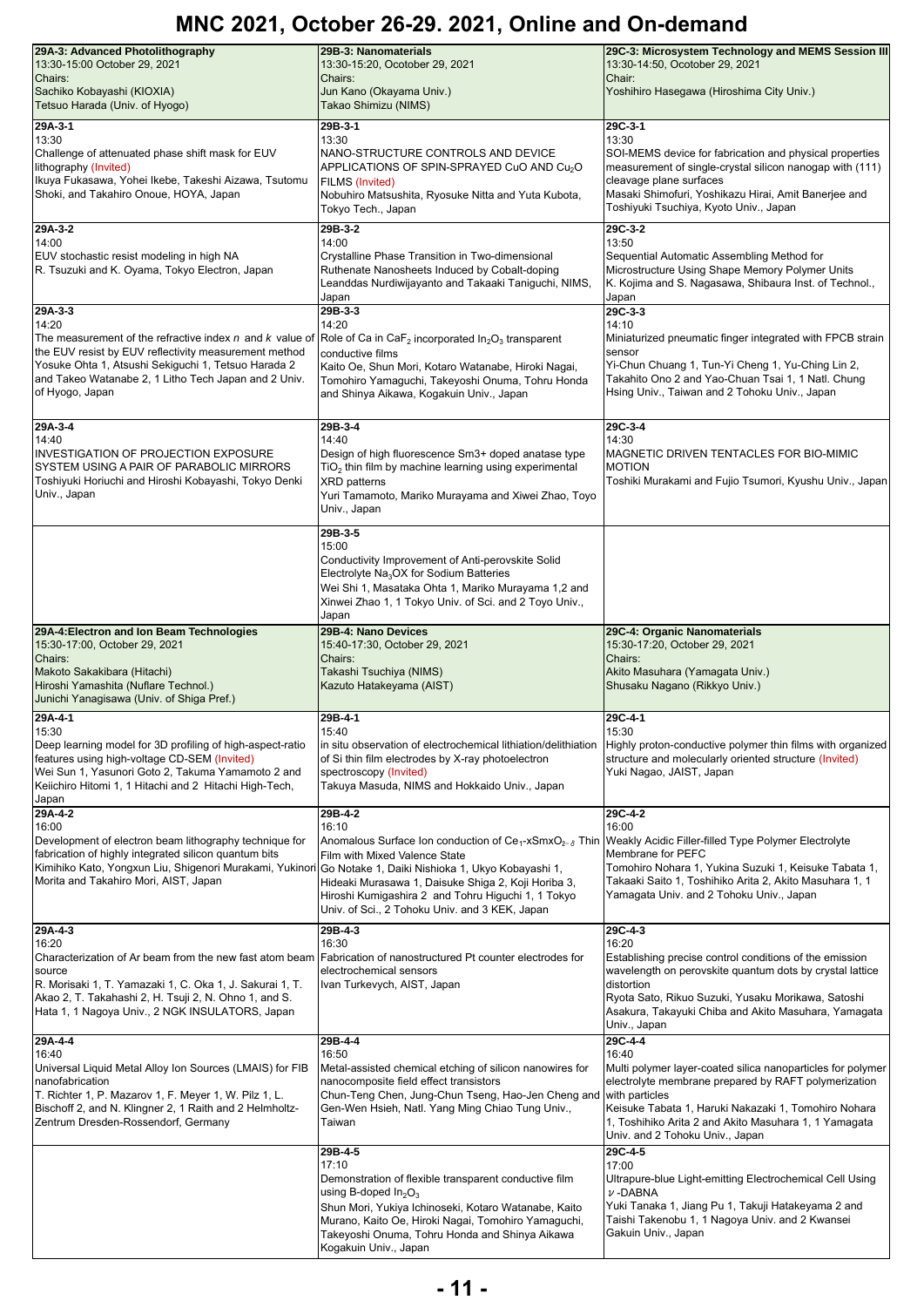# MNC 2021, October 26-29. 2021, Online and On-demand

## 29A-3: Advanced Photolithography

13:30-15:00 October 29, 2021

Chairs:
Sachiko Kobayashi (KIOXIA)
Tetsuo Harada (Univ. of Hyogo)

**29A-3-1**
13:30
Challenge of attenuated phase shift mask for EUV lithography (Invited)
Ikuya Fukasawa, Yohei Ikebe, Takeshi Aizawa, Tsutomu Shoki, and Takahiro Onoue, HOYA, Japan

**29A-3-2**
14:00
EUV stochastic resist modeling in high NA
R. Tsuzuki and K. Oyama, Tokyo Electron, Japan

**29A-3-3**
14:20
The measurement of the refractive index *n* and *k* value of the EUV resist by EUV reflectivity measurement method
Yosuke Ohta 1, Atsushi Sekiguchi 1, Tetsuo Harada 2 and Takeo Watanabe 2, 1 Litho Tech Japan and 2 Univ. of Hyogo, Japan

**29A-3-4**
14:40
INVESTIGATION OF PROJECTION EXPOSURE SYSTEM USING A PAIR OF PARABOLIC MIRRORS
Toshiyuki Horiuchi and Hiroshi Kobayashi, Tokyo Denki Univ., Japan

## 29B-3: Nanomaterials

13:30-15:20, Ocotober 29, 2021

Chairs:
Jun Kano (Okayama Univ.)
Takao Shimizu (NIMS)

**29B-3-1**
13:30
NANO-STRUCTURE CONTROLS AND DEVICE APPLICATIONS OF SPIN-SPRAYED CuO AND $Cu_2O$ FILMS (Invited)
Nobuhiro Matsushita, Ryosuke Nitta and Yuta Kubota, Tokyo Tech., Japan

**29B-3-2**
14:00
Crystalline Phase Transition in Two-dimensional Ruthenate Nanosheets Induced by Cobalt-doping
Leanddas Nurdiwijayanto and Takaaki Taniguchi, NIMS, Japan

**29B-3-3**
14:20
Role of Ca in $CaF_2$ incorporated $In_2O_3$ transparent conductive films
Kaito Oe, Shun Mori, Kotaro Watanabe, Hiroki Nagai, Tomohiro Yamaguchi, Takeyoshi Onuma, Tohru Honda and Shinya Aikawa, Kogakuin Univ., Japan

**29B-3-4**
14:40
Design of high fluorescence Sm3+ doped anatase type $TiO_2$ thin film by machine learning using experimental XRD patterns
Yuri Tamamoto, Mariko Murayama and Xiwei Zhao, Toyo Univ., Japan

**29B-3-5**
15:00
Conductivity Improvement of Anti-perovskite Solid Electrolyte $Na_3OX$ for Sodium Batteries
Wei Shi 1, Masataka Ohta 1, Mariko Murayama 1,2 and Xinwei Zhao 1, 1 Tokyo Univ. of Sci. and 2 Toyo Univ., Japan

## 29C-3: Microsystem Technology and MEMS Session III

13:30-14:50, Ocotober 29, 2021

Chair:
Yoshihiro Hasegawa (Hiroshima City Univ.)

**29C-3-1**
13:30
SOI-MEMS device for fabrication and physical properties measurement of single-crystal silicon nanogap with (111) cleavage plane surfaces
Masaki Shimofuri, Yoshikazu Hirai, Amit Banerjee and Toshiyuki Tsuchiya, Kyoto Univ., Japan

**29C-3-2**
13:50
Sequential Automatic Assembling Method for Microstructure Using Shape Memory Polymer Units
K. Kojima and S. Nagasawa, Shibaura Inst. of Technol., Japan

**29C-3-3**
14:10
Miniaturized pneumatic finger integrated with FPCB strain sensor
Yi-Chun Chuang 1, Tun-Yi Cheng 1, Yu-Ching Lin 2, Takahito Ono 2 and Yao-Chuan Tsai 1, 1 Natl. Chung Hsing Univ., Taiwan and 2 Tohoku Univ., Japan

**29C-3-4**
14:30
MAGNETIC DRIVEN TENTACLES FOR BIO-MIMIC MOTION
Toshiki Murakami and Fujio Tsumori, Kyushu Univ., Japan

## 29A-4: Electron and Ion Beam Technologies

15:30-17:00, October 29, 2021

Chairs:
Makoto Sakakibara (Hitachi)
Hiroshi Yamashita (Nuflare Technol.)
Junichi Yanagisawa (Univ. of Shiga Pref.)

**29A-4-1**
15:30
Deep learning model for 3D profiling of high-aspect-ratio features using high-voltage CD-SEM (Invited)
Wei Sun 1, Yasunori Goto 2, Takuma Yamamoto 2 and Keiichiro Hitomi 1, 1 Hitachi and 2 Hitachi High-Tech, Japan

**29A-4-2**
16:00
Development of electron beam lithography technique for fabrication of highly integrated silicon quantum bits
Kimihiko Kato, Yongxun Liu, Shigenori Murakami, Yukinori Morita and Takahiro Mori, AIST, Japan

**29A-4-3**
16:20
Characterization of Ar beam from the new fast atom beam source
R. Morisaki 1, T. Yamazaki 1, C. Oka 1, J. Sakurai 1, T. Akao 2, T. Takahashi 2, H. Tsuji 2, N. Ohno 1, and S. Hata 1, 1 Nagoya Univ., 2 NGK INSULATORS, Japan

**29A-4-4**
16:40
Universal Liquid Metal Alloy Ion Sources (LMAIS) for FIB nanofabrication
T. Richter 1, P. Mazarov 1, F. Meyer 1, W. Pilz 1, L. Bischoff 2, and N. Klingner 2, 1 Raith and 2 Helmholtz-Zentrum Dresden-Rossendorf, Germany

## 29B-4: Nano Devices

15:40-17:30, October 29, 2021

Chairs:
Takashi Tsuchiya (NIMS)
Kazuto Hatakeyama (AIST)

**29B-4-1**
15:40
in situ observation of electrochemical lithiation/delithiation of Si thin film electrodes by X-ray photoelectron spectroscopy (Invited)
Takuya Masuda, NIMS and Hokkaido Univ., Japan

**29B-4-2**
16:10
Anomalous Surface Ion conduction of $Ce_1$-xSmx$O_{2-\delta}$ Thin Film with Mixed Valence State
Go Notake 1, Daiki Nishioka 1, Ukyo Kobayashi 1, Hideaki Murasawa 1, Daisuke Shiga 2, Koji Horiba 3, Hiroshi Kumigashira 2 and Tohru Higuchi 1, 1 Tokyo Univ. of Sci., 2 Tohoku Univ. and 3 KEK, Japan

**29B-4-3**
16:30
Fabrication of nanostructured Pt counter electrodes for electrochemical sensors
Ivan Turkevych, AIST, Japan

**29B-4-4**
16:50
Metal-assisted chemical etching of silicon nanowires for nanocomposite field effect transistors
Chun-Teng Chen, Jung-Chun Tseng, Hao-Jen Cheng and Gen-Wen Hsieh, Natl. Yang Ming Chiao Tung Univ., Taiwan

**29B-4-5**
17:10
Demonstration of flexible transparent conductive film using B-doped $In_2O_3$
Shun Mori, Yukiya Ichinoseki, Kotaro Watanabe, Kaito Murano, Kaito Oe, Hiroki Nagai, Tomohiro Yamaguchi, Takeyoshi Onuma, Tohru Honda and Shinya Aikawa Kogakuin Univ., Japan

## 29C-4: Organic Nanomaterials

15:30-17:20, October 29, 2021

Chairs:
Akito Masuhara (Yamagata Univ.)
Shusaku Nagano (Rikkyo Univ.)

**29C-4-1**
15:30
Highly proton-conductive polymer thin films with organized structure and molecularly oriented structure (Invited)
Yuki Nagao, JAIST, Japan

**29C-4-2**
16:00
Weakly Acidic Filler-filled Type Polymer Electrolyte Membrane for PEFC
Tomohiro Nohara 1, Yukina Suzuki 1, Keisuke Tabata 1, Takaaki Saito 1, Toshihiko Arita 2, Akito Masuhara 1, 1 Yamagata Univ. and 2 Tohoku Univ., Japan

**29C-4-3**
16:20
Establishing precise control conditions of the emission wavelength on perovskite quantum dots by crystal lattice distortion
Ryota Sato, Rikuo Suzuki, Yusaku Morikawa, Satoshi Asakura, Takayuki Chiba and Akito Masuhara, Yamagata Univ., Japan

**29C-4-4**
16:40
Multi polymer layer-coated silica nanoparticles for polymer electrolyte membrane prepared by RAFT polymerization with particles
Keisuke Tabata 1, Haruki Nakazaki 1, Tomohiro Nohara 1, Toshihiko Arita 2 and Akito Masuhara 1, 1 Yamagata Univ. and 2 Tohoku Univ., Japan

**29C-4-5**
17:00
Ultrapure-blue Light-emitting Electrochemical Cell Using $\nu$-DABNA
Yuki Tanaka 1, Jiang Pu 1, Takuji Hatakeyama 2 and Taishi Takenobu 1, 1 Nagoya Univ. and 2 Kwansei Gakuin Univ., Japan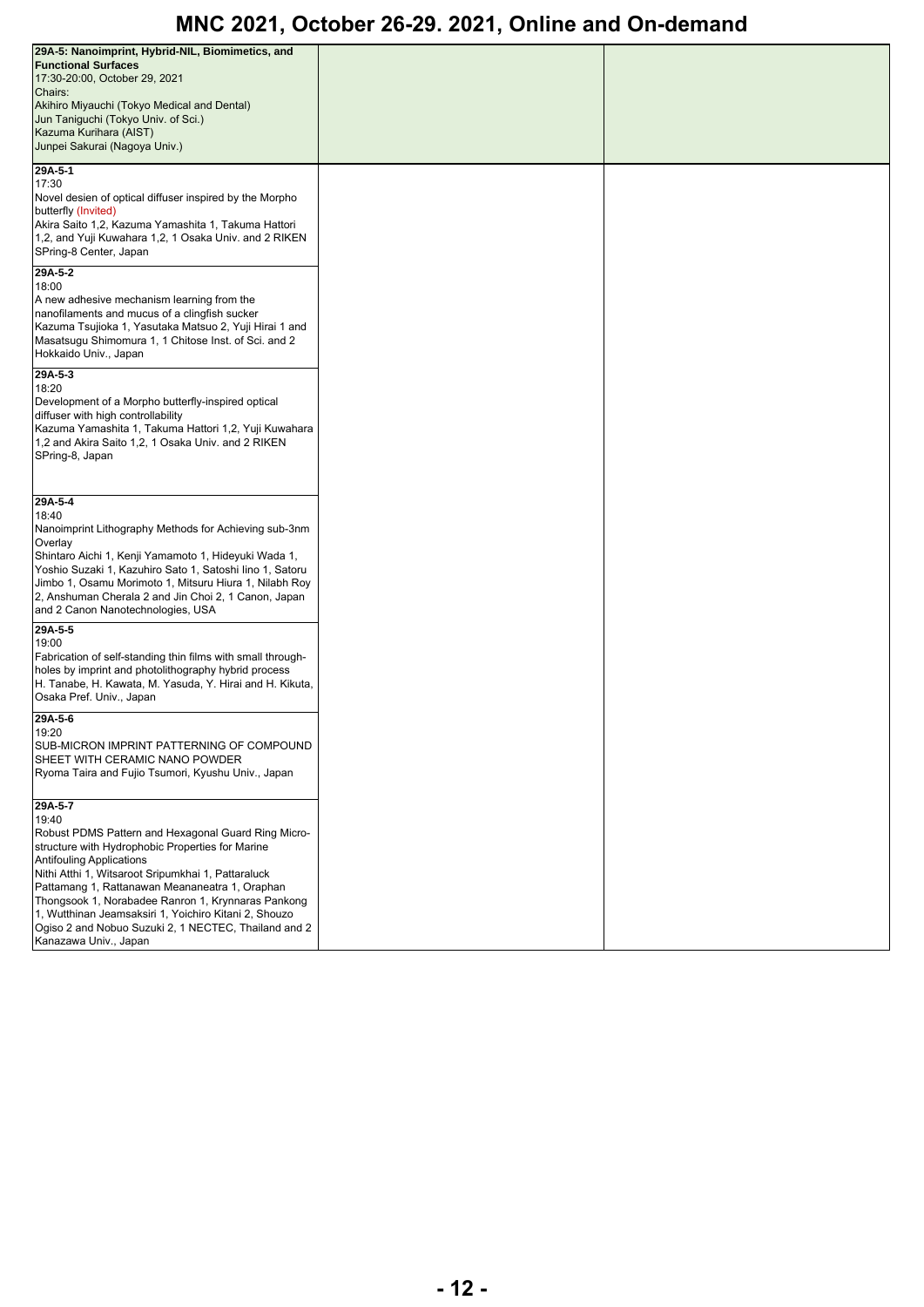# MNC 2021, October 26-29. 2021, Online and On-demand

**29A-5: Nanoimprint, Hybrid-NIL, Biomimetics, and Functional Surfaces**
17:30-20:00, October 29, 2021
Chairs:
Akihiro Miyauchi (Tokyo Medical and Dental)
Jun Taniguchi (Tokyo Univ. of Sci.)
Kazuma Kurihara (AIST)
Junpei Sakurai (Nagoya Univ.)

**29A-5-1**
17:30
Novel desien of optical diffuser inspired by the Morpho butterfly (Invited)
Akira Saito 1,2, Kazuma Yamashita 1, Takuma Hattori 1,2, and Yuji Kuwahara 1,2, 1 Osaka Univ. and 2 RIKEN SPring-8 Center, Japan

**29A-5-2**
18:00
A new adhesive mechanism learning from the nanofilaments and mucus of a clingfish sucker
Kazuma Tsujioka 1, Yasutaka Matsuo 2, Yuji Hirai 1 and Masatsugu Shimomura 1, 1 Chitose Inst. of Sci. and 2 Hokkaido Univ., Japan

**29A-5-3**
18:20
Development of a Morpho butterfly-inspired optical diffuser with high controllability
Kazuma Yamashita 1, Takuma Hattori 1,2, Yuji Kuwahara 1,2 and Akira Saito 1,2, 1 Osaka Univ. and 2 RIKEN SPring-8, Japan

**29A-5-4**
18:40
Nanoimprint Lithography Methods for Achieving sub-3nm Overlay
Shintaro Aichi 1, Kenji Yamamoto 1, Hideyuki Wada 1, Yoshio Suzaki 1, Kazuhiro Sato 1, Satoshi Iino 1, Satoru Jimbo 1, Osamu Morimoto 1, Mitsuru Hiura 1, Nilabh Roy 2, Anshuman Cherala 2 and Jin Choi 2, 1 Canon, Japan and 2 Canon Nanotechnologies, USA

**29A-5-5**
19:00
Fabrication of self-standing thin films with small through-holes by imprint and photolithography hybrid process
H. Tanabe, H. Kawata, M. Yasuda, Y. Hirai and H. Kikuta, Osaka Pref. Univ., Japan

**29A-5-6**
19:20
SUB-MICRON IMPRINT PATTERNING OF COMPOUND SHEET WITH CERAMIC NANO POWDER
Ryoma Taira and Fujio Tsumori, Kyushu Univ., Japan

**29A-5-7**
19:40
Robust PDMS Pattern and Hexagonal Guard Ring Micro-structure with Hydrophobic Properties for Marine Antifouling Applications
Nithi Atthi 1, Witsaroot Sripumkhai 1, Pattaraluck Pattamang 1, Rattanawan Meananeatra 1, Oraphan Thongsook 1, Norabadee Ranron 1, Krynnaras Pankong 1, Wutthinan Jeamsaksiri 1, Yoichiro Kitani 2, Shouzo Ogiso 2 and Nobuo Suzuki 2, 1 NECTEC, Thailand and 2 Kanazawa Univ., Japan